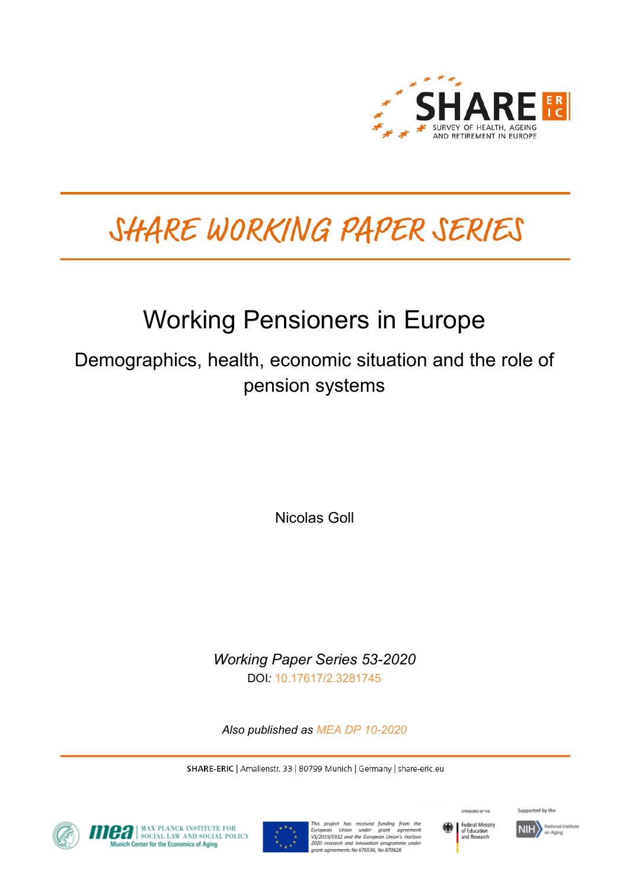SHARE SURVEY OF HEALTH, AGEING AND RETIREMENT IN EUROPE

# SHARE WORKING PAPER SERIES

# Working Pensioners in Europe

## Demographics, health, economic situation and the role of pension systems

Nicolas Goll

*Working Paper Series 53-2020*

DOI: 10.17617/2.3281745

*Also published as MEA DP 10-2020*

**SHARE-ERIC** | Amalienstr. 33 | 80799 Munich | Germany | share-eric.eu

mea | MAX PLANCK INSTITUTE FOR SOCIAL LAW AND SOCIAL POLICY | Munich Center for the Economics of Aging

*This project has received funding from the European Union under grant agreement VS/2019/0332 and the European Union's Horizon 2020 research and innovation programme under grant agreements No 676536, No 870628*

SPONSORED BY THE Federal Ministry of Education and Research

Supported by the NIH National Institute on Aging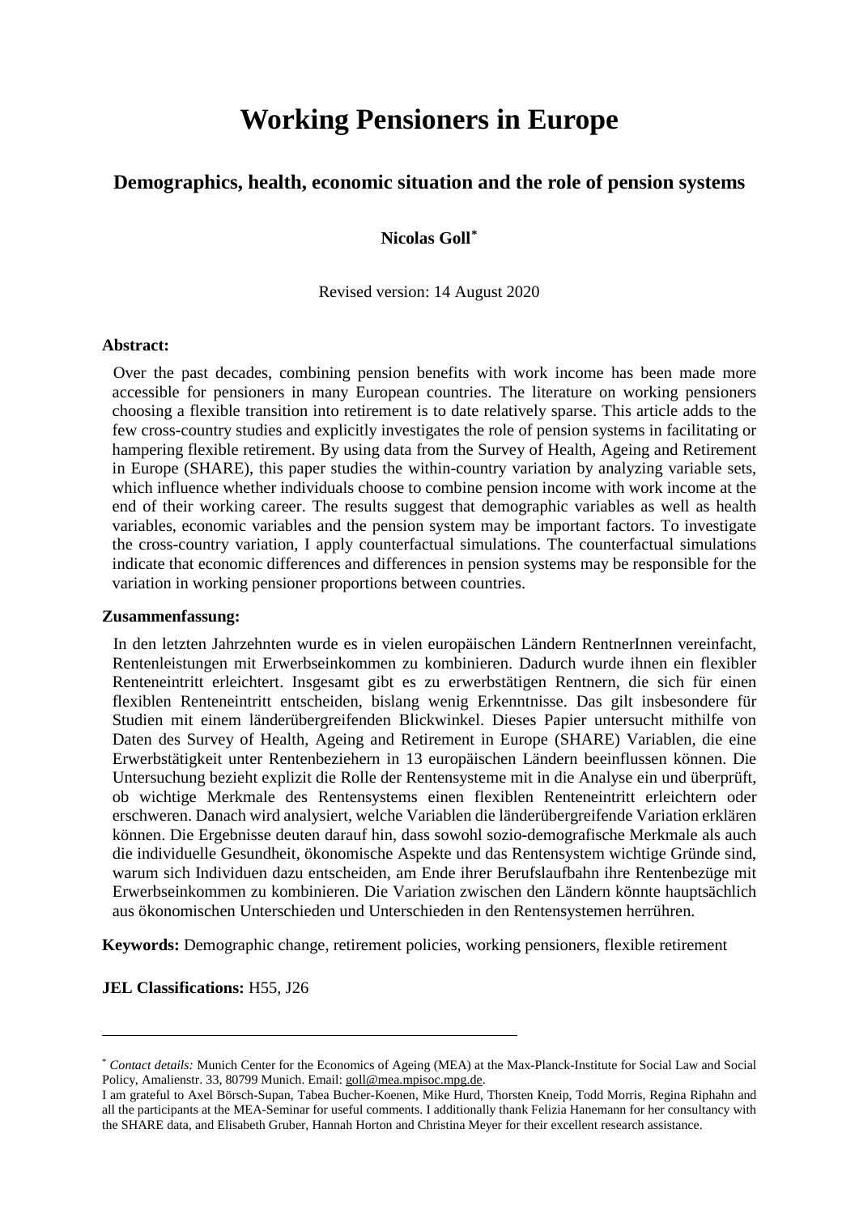# Working Pensioners in Europe

## Demographics, health, economic situation and the role of pension systems

**Nicolas Goll***

Revised version: 14 August 2020

**Abstract:**

Over the past decades, combining pension benefits with work income has been made more accessible for pensioners in many European countries. The literature on working pensioners choosing a flexible transition into retirement is to date relatively sparse. This article adds to the few cross-country studies and explicitly investigates the role of pension systems in facilitating or hampering flexible retirement. By using data from the Survey of Health, Ageing and Retirement in Europe (SHARE), this paper studies the within-country variation by analyzing variable sets, which influence whether individuals choose to combine pension income with work income at the end of their working career. The results suggest that demographic variables as well as health variables, economic variables and the pension system may be important factors. To investigate the cross-country variation, I apply counterfactual simulations. The counterfactual simulations indicate that economic differences and differences in pension systems may be responsible for the variation in working pensioner proportions between countries.

**Zusammenfassung:**

In den letzten Jahrzehnten wurde es in vielen europäischen Ländern RentnerInnen vereinfacht, Rentenleistungen mit Erwerbseinkommen zu kombinieren. Dadurch wurde ihnen ein flexibler Renteneintritt erleichtert. Insgesamt gibt es zu erwerbstätigen Rentnern, die sich für einen flexiblen Renteneintritt entscheiden, bislang wenig Erkenntnisse. Das gilt insbesondere für Studien mit einem länderübergreifenden Blickwinkel. Dieses Papier untersucht mithilfe von Daten des Survey of Health, Ageing and Retirement in Europe (SHARE) Variablen, die eine Erwerbstätigkeit unter Rentenbeziehern in 13 europäischen Ländern beeinflussen können. Die Untersuchung bezieht explizit die Rolle der Rentensysteme mit in die Analyse ein und überprüft, ob wichtige Merkmale des Rentensystems einen flexiblen Renteneintritt erleichtern oder erschweren. Danach wird analysiert, welche Variablen die länderübergreifende Variation erklären können. Die Ergebnisse deuten darauf hin, dass sowohl sozio-demografische Merkmale als auch die individuelle Gesundheit, ökonomische Aspekte und das Rentensystem wichtige Gründe sind, warum sich Individuen dazu entscheiden, am Ende ihrer Berufslaufbahn ihre Rentenbezüge mit Erwerbseinkommen zu kombinieren. Die Variation zwischen den Ländern könnte hauptsächlich aus ökonomischen Unterschieden und Unterschieden in den Rentensystemen herrühren.

**Keywords:** Demographic change, retirement policies, working pensioners, flexible retirement

**JEL Classifications:** H55, J26

---

* *Contact details:* Munich Center for the Economics of Ageing (MEA) at the Max-Planck-Institute for Social Law and Social Policy, Amalienstr. 33, 80799 Munich. Email: goll@mea.mpisoc.mpg.de.

I am grateful to Axel Börsch-Supan, Tabea Bucher-Koenen, Mike Hurd, Thorsten Kneip, Todd Morris, Regina Riphahn and all the participants at the MEA-Seminar for useful comments. I additionally thank Felizia Hanemann for her consultancy with the SHARE data, and Elisabeth Gruber, Hannah Horton and Christina Meyer for their excellent research assistance.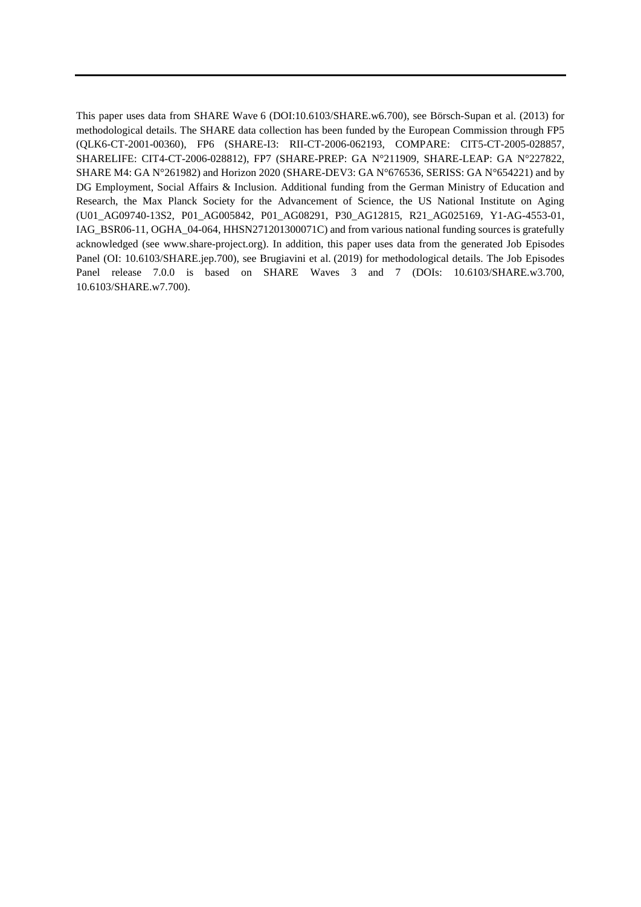This paper uses data from SHARE Wave 6 (DOI:10.6103/SHARE.w6.700), see Börsch-Supan et al. (2013) for methodological details. The SHARE data collection has been funded by the European Commission through FP5 (QLK6-CT-2001-00360), FP6 (SHARE-I3: RII-CT-2006-062193, COMPARE: CIT5-CT-2005-028857, SHARELIFE: CIT4-CT-2006-028812), FP7 (SHARE-PREP: GA N°211909, SHARE-LEAP: GA N°227822, SHARE M4: GA N°261982) and Horizon 2020 (SHARE-DEV3: GA N°676536, SERISS: GA N°654221) and by DG Employment, Social Affairs & Inclusion. Additional funding from the German Ministry of Education and Research, the Max Planck Society for the Advancement of Science, the US National Institute on Aging (U01_AG09740-13S2, P01_AG005842, P01_AG08291, P30_AG12815, R21_AG025169, Y1-AG-4553-01, IAG_BSR06-11, OGHA_04-064, HHSN271201300071C) and from various national funding sources is gratefully acknowledged (see www.share-project.org). In addition, this paper uses data from the generated Job Episodes Panel (OI: 10.6103/SHARE.jep.700), see Brugiavini et al. (2019) for methodological details. The Job Episodes Panel release 7.0.0 is based on SHARE Waves 3 and 7 (DOIs: 10.6103/SHARE.w3.700, 10.6103/SHARE.w7.700).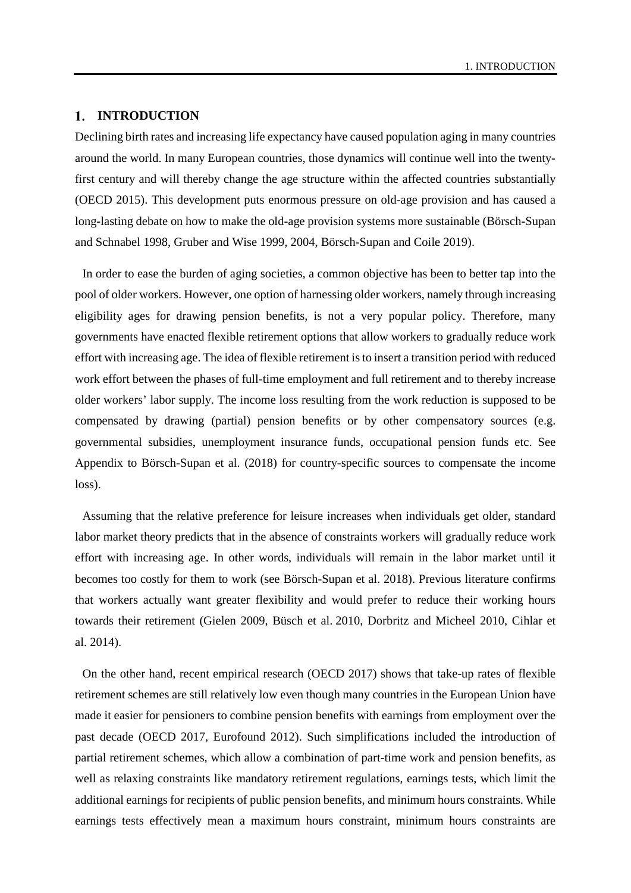# 1. INTRODUCTION

Declining birth rates and increasing life expectancy have caused population aging in many countries around the world. In many European countries, those dynamics will continue well into the twenty-first century and will thereby change the age structure within the affected countries substantially (OECD 2015). This development puts enormous pressure on old-age provision and has caused a long-lasting debate on how to make the old-age provision systems more sustainable (Börsch-Supan and Schnabel 1998, Gruber and Wise 1999, 2004, Börsch-Supan and Coile 2019).

In order to ease the burden of aging societies, a common objective has been to better tap into the pool of older workers. However, one option of harnessing older workers, namely through increasing eligibility ages for drawing pension benefits, is not a very popular policy. Therefore, many governments have enacted flexible retirement options that allow workers to gradually reduce work effort with increasing age. The idea of flexible retirement is to insert a transition period with reduced work effort between the phases of full-time employment and full retirement and to thereby increase older workers' labor supply. The income loss resulting from the work reduction is supposed to be compensated by drawing (partial) pension benefits or by other compensatory sources (e.g. governmental subsidies, unemployment insurance funds, occupational pension funds etc. See Appendix to Börsch-Supan et al. (2018) for country-specific sources to compensate the income loss).

Assuming that the relative preference for leisure increases when individuals get older, standard labor market theory predicts that in the absence of constraints workers will gradually reduce work effort with increasing age. In other words, individuals will remain in the labor market until it becomes too costly for them to work (see Börsch-Supan et al. 2018). Previous literature confirms that workers actually want greater flexibility and would prefer to reduce their working hours towards their retirement (Gielen 2009, Büsch et al. 2010, Dorbritz and Micheel 2010, Cihlar et al. 2014).

On the other hand, recent empirical research (OECD 2017) shows that take-up rates of flexible retirement schemes are still relatively low even though many countries in the European Union have made it easier for pensioners to combine pension benefits with earnings from employment over the past decade (OECD 2017, Eurofound 2012). Such simplifications included the introduction of partial retirement schemes, which allow a combination of part-time work and pension benefits, as well as relaxing constraints like mandatory retirement regulations, earnings tests, which limit the additional earnings for recipients of public pension benefits, and minimum hours constraints. While earnings tests effectively mean a maximum hours constraint, minimum hours constraints are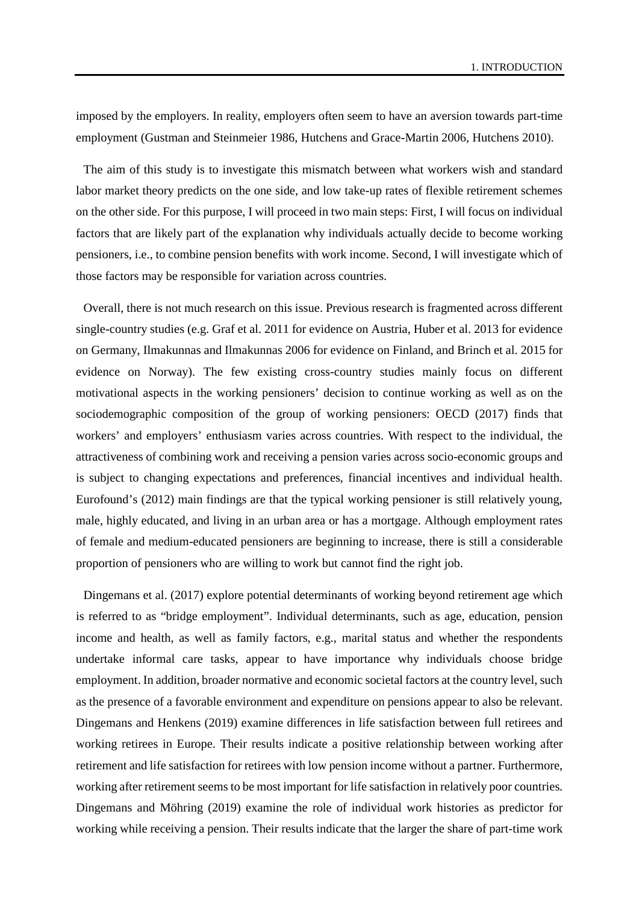imposed by the employers. In reality, employers often seem to have an aversion towards part-time employment (Gustman and Steinmeier 1986, Hutchens and Grace-Martin 2006, Hutchens 2010).

The aim of this study is to investigate this mismatch between what workers wish and standard labor market theory predicts on the one side, and low take-up rates of flexible retirement schemes on the other side. For this purpose, I will proceed in two main steps: First, I will focus on individual factors that are likely part of the explanation why individuals actually decide to become working pensioners, i.e., to combine pension benefits with work income. Second, I will investigate which of those factors may be responsible for variation across countries.

Overall, there is not much research on this issue. Previous research is fragmented across different single-country studies (e.g. Graf et al. 2011 for evidence on Austria, Huber et al. 2013 for evidence on Germany, Ilmakunnas and Ilmakunnas 2006 for evidence on Finland, and Brinch et al. 2015 for evidence on Norway). The few existing cross-country studies mainly focus on different motivational aspects in the working pensioners' decision to continue working as well as on the sociodemographic composition of the group of working pensioners: OECD (2017) finds that workers' and employers' enthusiasm varies across countries. With respect to the individual, the attractiveness of combining work and receiving a pension varies across socio-economic groups and is subject to changing expectations and preferences, financial incentives and individual health. Eurofound's (2012) main findings are that the typical working pensioner is still relatively young, male, highly educated, and living in an urban area or has a mortgage. Although employment rates of female and medium-educated pensioners are beginning to increase, there is still a considerable proportion of pensioners who are willing to work but cannot find the right job.

Dingemans et al. (2017) explore potential determinants of working beyond retirement age which is referred to as "bridge employment". Individual determinants, such as age, education, pension income and health, as well as family factors, e.g., marital status and whether the respondents undertake informal care tasks, appear to have importance why individuals choose bridge employment. In addition, broader normative and economic societal factors at the country level, such as the presence of a favorable environment and expenditure on pensions appear to also be relevant. Dingemans and Henkens (2019) examine differences in life satisfaction between full retirees and working retirees in Europe. Their results indicate a positive relationship between working after retirement and life satisfaction for retirees with low pension income without a partner. Furthermore, working after retirement seems to be most important for life satisfaction in relatively poor countries. Dingemans and Möhring (2019) examine the role of individual work histories as predictor for working while receiving a pension. Their results indicate that the larger the share of part-time work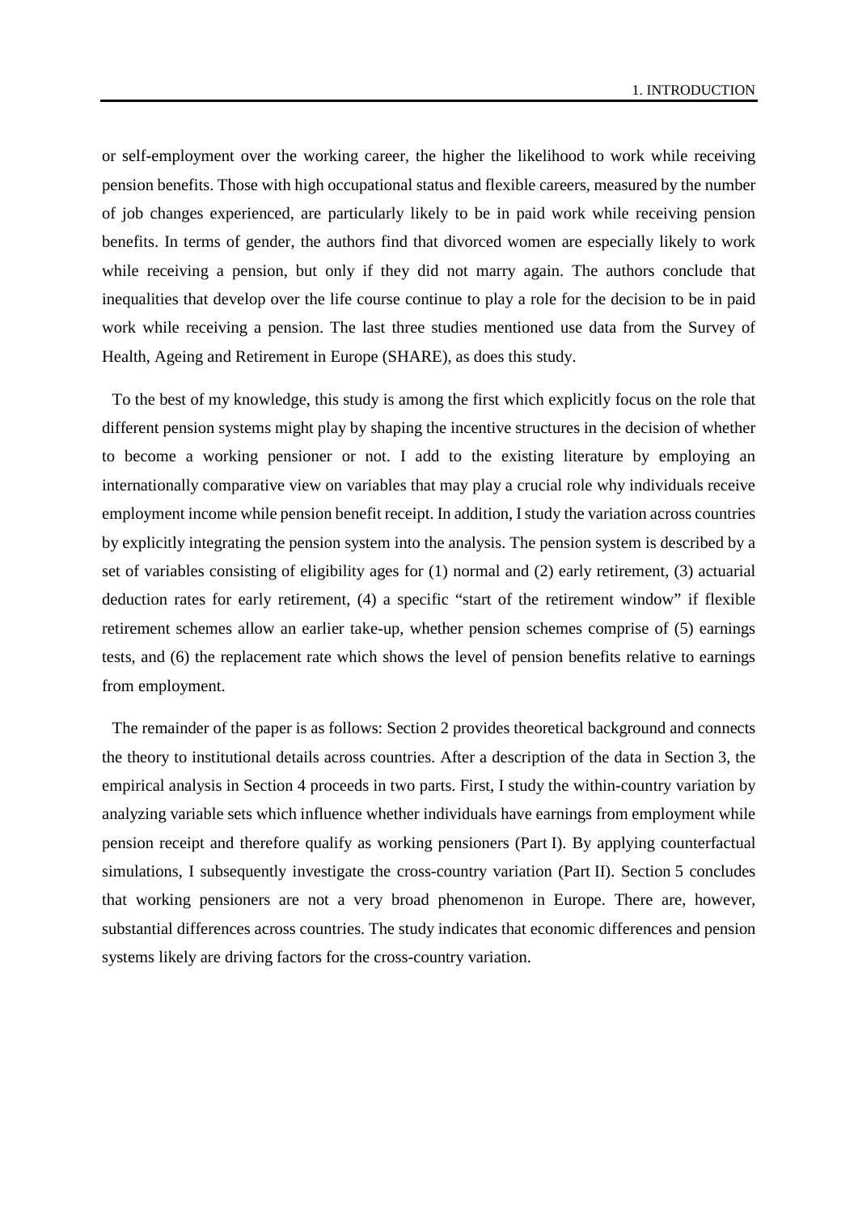or self-employment over the working career, the higher the likelihood to work while receiving pension benefits. Those with high occupational status and flexible careers, measured by the number of job changes experienced, are particularly likely to be in paid work while receiving pension benefits. In terms of gender, the authors find that divorced women are especially likely to work while receiving a pension, but only if they did not marry again. The authors conclude that inequalities that develop over the life course continue to play a role for the decision to be in paid work while receiving a pension. The last three studies mentioned use data from the Survey of Health, Ageing and Retirement in Europe (SHARE), as does this study.

To the best of my knowledge, this study is among the first which explicitly focus on the role that different pension systems might play by shaping the incentive structures in the decision of whether to become a working pensioner or not. I add to the existing literature by employing an internationally comparative view on variables that may play a crucial role why individuals receive employment income while pension benefit receipt. In addition, I study the variation across countries by explicitly integrating the pension system into the analysis. The pension system is described by a set of variables consisting of eligibility ages for (1) normal and (2) early retirement, (3) actuarial deduction rates for early retirement, (4) a specific "start of the retirement window" if flexible retirement schemes allow an earlier take-up, whether pension schemes comprise of (5) earnings tests, and (6) the replacement rate which shows the level of pension benefits relative to earnings from employment.

The remainder of the paper is as follows: Section 2 provides theoretical background and connects the theory to institutional details across countries. After a description of the data in Section 3, the empirical analysis in Section 4 proceeds in two parts. First, I study the within-country variation by analyzing variable sets which influence whether individuals have earnings from employment while pension receipt and therefore qualify as working pensioners (Part I). By applying counterfactual simulations, I subsequently investigate the cross-country variation (Part II). Section 5 concludes that working pensioners are not a very broad phenomenon in Europe. There are, however, substantial differences across countries. The study indicates that economic differences and pension systems likely are driving factors for the cross-country variation.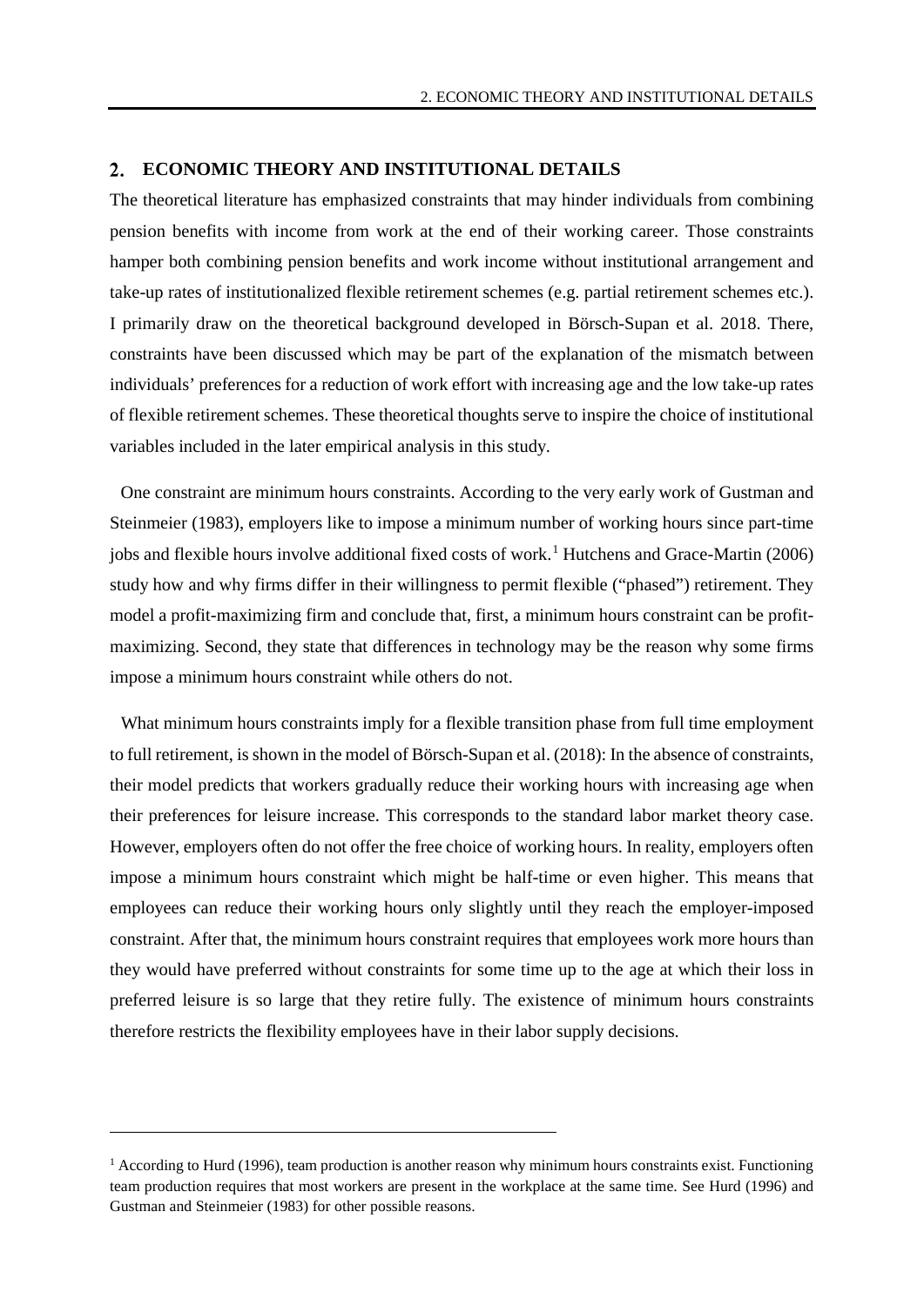## 2. ECONOMIC THEORY AND INSTITUTIONAL DETAILS

The theoretical literature has emphasized constraints that may hinder individuals from combining pension benefits with income from work at the end of their working career. Those constraints hamper both combining pension benefits and work income without institutional arrangement and take-up rates of institutionalized flexible retirement schemes (e.g. partial retirement schemes etc.). I primarily draw on the theoretical background developed in Börsch-Supan et al. 2018. There, constraints have been discussed which may be part of the explanation of the mismatch between individuals' preferences for a reduction of work effort with increasing age and the low take-up rates of flexible retirement schemes. These theoretical thoughts serve to inspire the choice of institutional variables included in the later empirical analysis in this study.

One constraint are minimum hours constraints. According to the very early work of Gustman and Steinmeier (1983), employers like to impose a minimum number of working hours since part-time jobs and flexible hours involve additional fixed costs of work.[1] Hutchens and Grace-Martin (2006) study how and why firms differ in their willingness to permit flexible ("phased") retirement. They model a profit-maximizing firm and conclude that, first, a minimum hours constraint can be profit-maximizing. Second, they state that differences in technology may be the reason why some firms impose a minimum hours constraint while others do not.

What minimum hours constraints imply for a flexible transition phase from full time employment to full retirement, is shown in the model of Börsch-Supan et al. (2018): In the absence of constraints, their model predicts that workers gradually reduce their working hours with increasing age when their preferences for leisure increase. This corresponds to the standard labor market theory case. However, employers often do not offer the free choice of working hours. In reality, employers often impose a minimum hours constraint which might be half-time or even higher. This means that employees can reduce their working hours only slightly until they reach the employer-imposed constraint. After that, the minimum hours constraint requires that employees work more hours than they would have preferred without constraints for some time up to the age at which their loss in preferred leisure is so large that they retire fully. The existence of minimum hours constraints therefore restricts the flexibility employees have in their labor supply decisions.

[1] According to Hurd (1996), team production is another reason why minimum hours constraints exist. Functioning team production requires that most workers are present in the workplace at the same time. See Hurd (1996) and Gustman and Steinmeier (1983) for other possible reasons.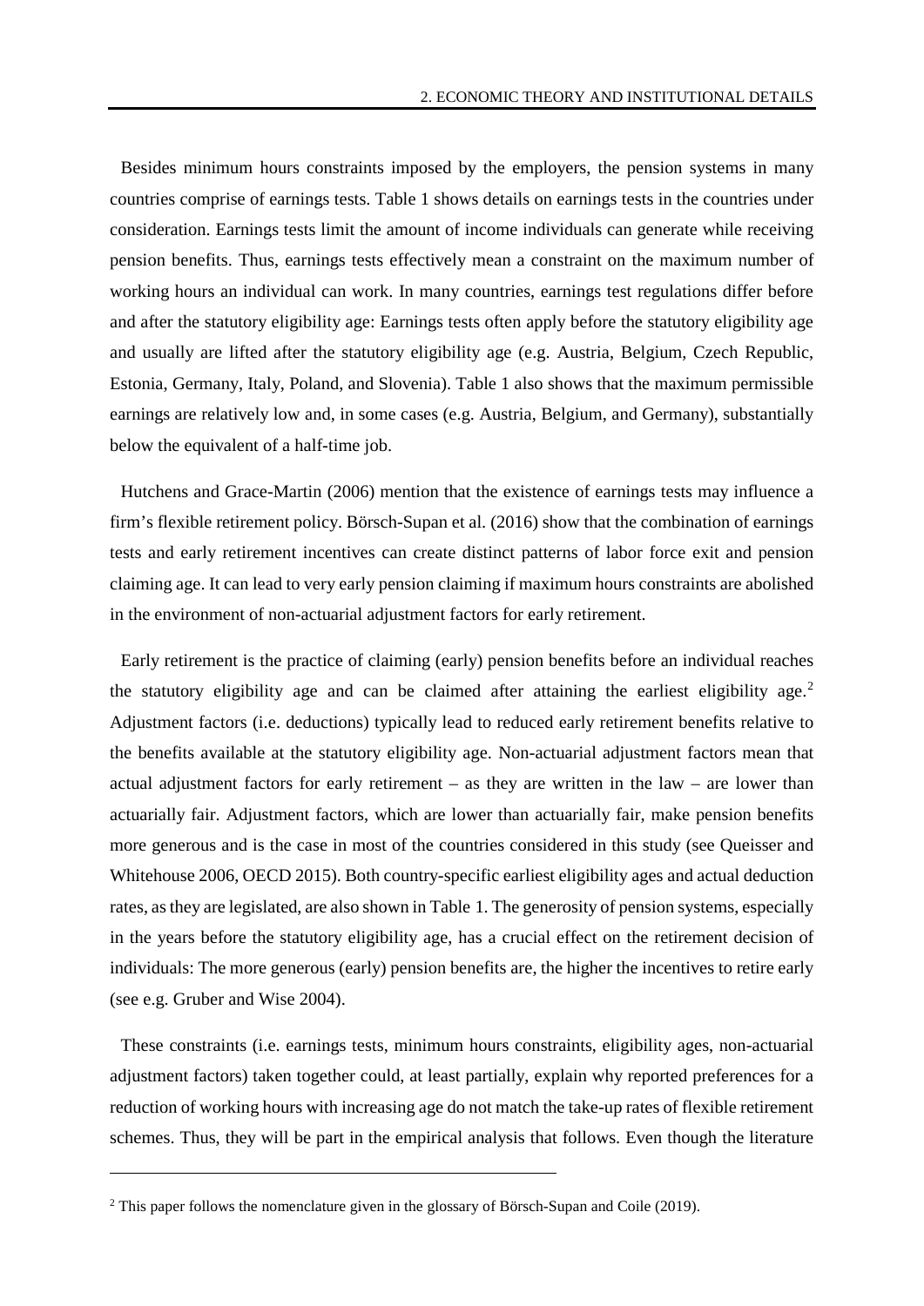Besides minimum hours constraints imposed by the employers, the pension systems in many countries comprise of earnings tests. Table 1 shows details on earnings tests in the countries under consideration. Earnings tests limit the amount of income individuals can generate while receiving pension benefits. Thus, earnings tests effectively mean a constraint on the maximum number of working hours an individual can work. In many countries, earnings test regulations differ before and after the statutory eligibility age: Earnings tests often apply before the statutory eligibility age and usually are lifted after the statutory eligibility age (e.g. Austria, Belgium, Czech Republic, Estonia, Germany, Italy, Poland, and Slovenia). Table 1 also shows that the maximum permissible earnings are relatively low and, in some cases (e.g. Austria, Belgium, and Germany), substantially below the equivalent of a half-time job.

Hutchens and Grace-Martin (2006) mention that the existence of earnings tests may influence a firm's flexible retirement policy. Börsch-Supan et al. (2016) show that the combination of earnings tests and early retirement incentives can create distinct patterns of labor force exit and pension claiming age. It can lead to very early pension claiming if maximum hours constraints are abolished in the environment of non-actuarial adjustment factors for early retirement.

Early retirement is the practice of claiming (early) pension benefits before an individual reaches the statutory eligibility age and can be claimed after attaining the earliest eligibility age.[2] Adjustment factors (i.e. deductions) typically lead to reduced early retirement benefits relative to the benefits available at the statutory eligibility age. Non-actuarial adjustment factors mean that actual adjustment factors for early retirement – as they are written in the law – are lower than actuarially fair. Adjustment factors, which are lower than actuarially fair, make pension benefits more generous and is the case in most of the countries considered in this study (see Queisser and Whitehouse 2006, OECD 2015). Both country-specific earliest eligibility ages and actual deduction rates, as they are legislated, are also shown in Table 1. The generosity of pension systems, especially in the years before the statutory eligibility age, has a crucial effect on the retirement decision of individuals: The more generous (early) pension benefits are, the higher the incentives to retire early (see e.g. Gruber and Wise 2004).

These constraints (i.e. earnings tests, minimum hours constraints, eligibility ages, non-actuarial adjustment factors) taken together could, at least partially, explain why reported preferences for a reduction of working hours with increasing age do not match the take-up rates of flexible retirement schemes. Thus, they will be part in the empirical analysis that follows. Even though the literature

[2] This paper follows the nomenclature given in the glossary of Börsch-Supan and Coile (2019).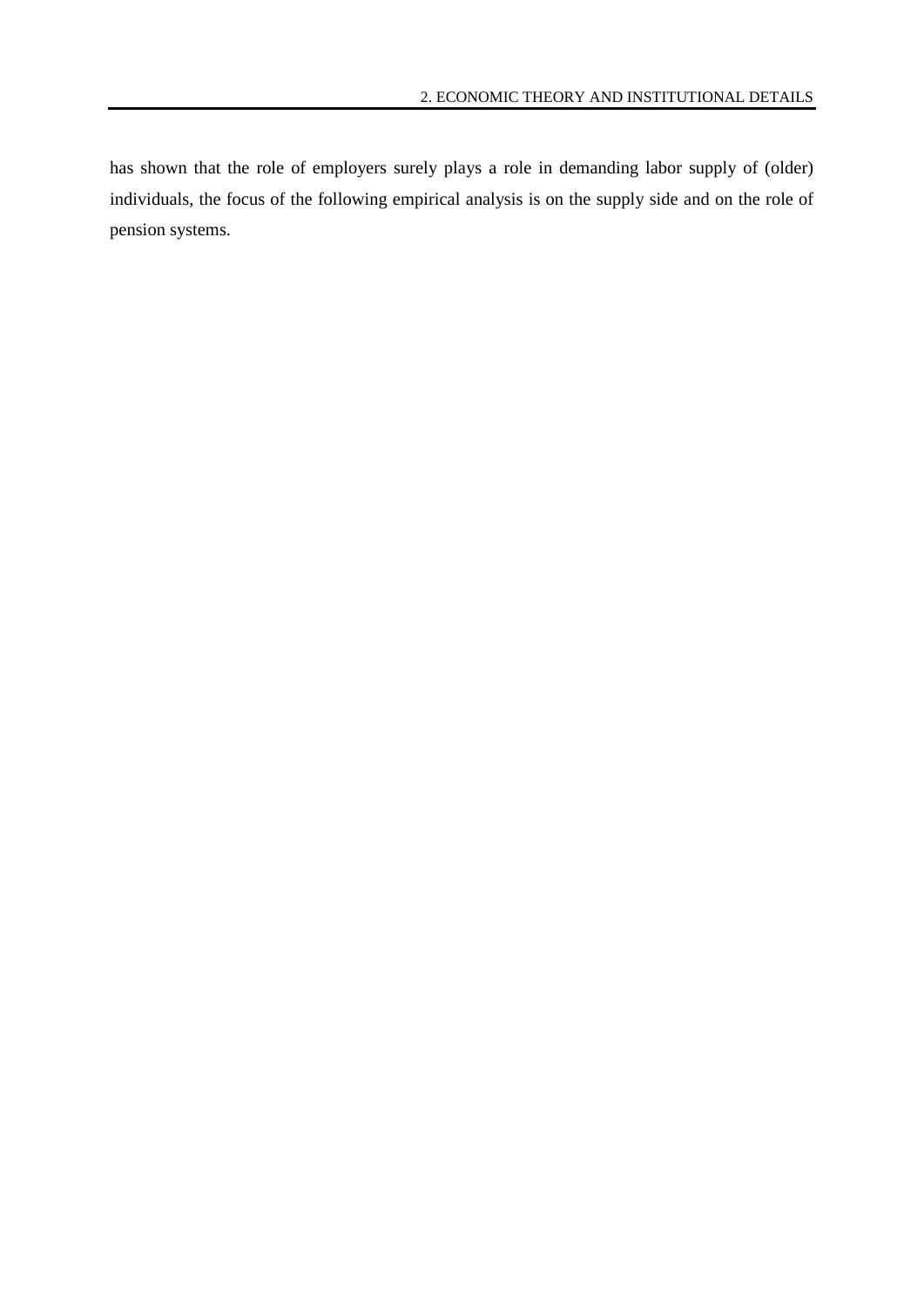has shown that the role of employers surely plays a role in demanding labor supply of (older) individuals, the focus of the following empirical analysis is on the supply side and on the role of pension systems.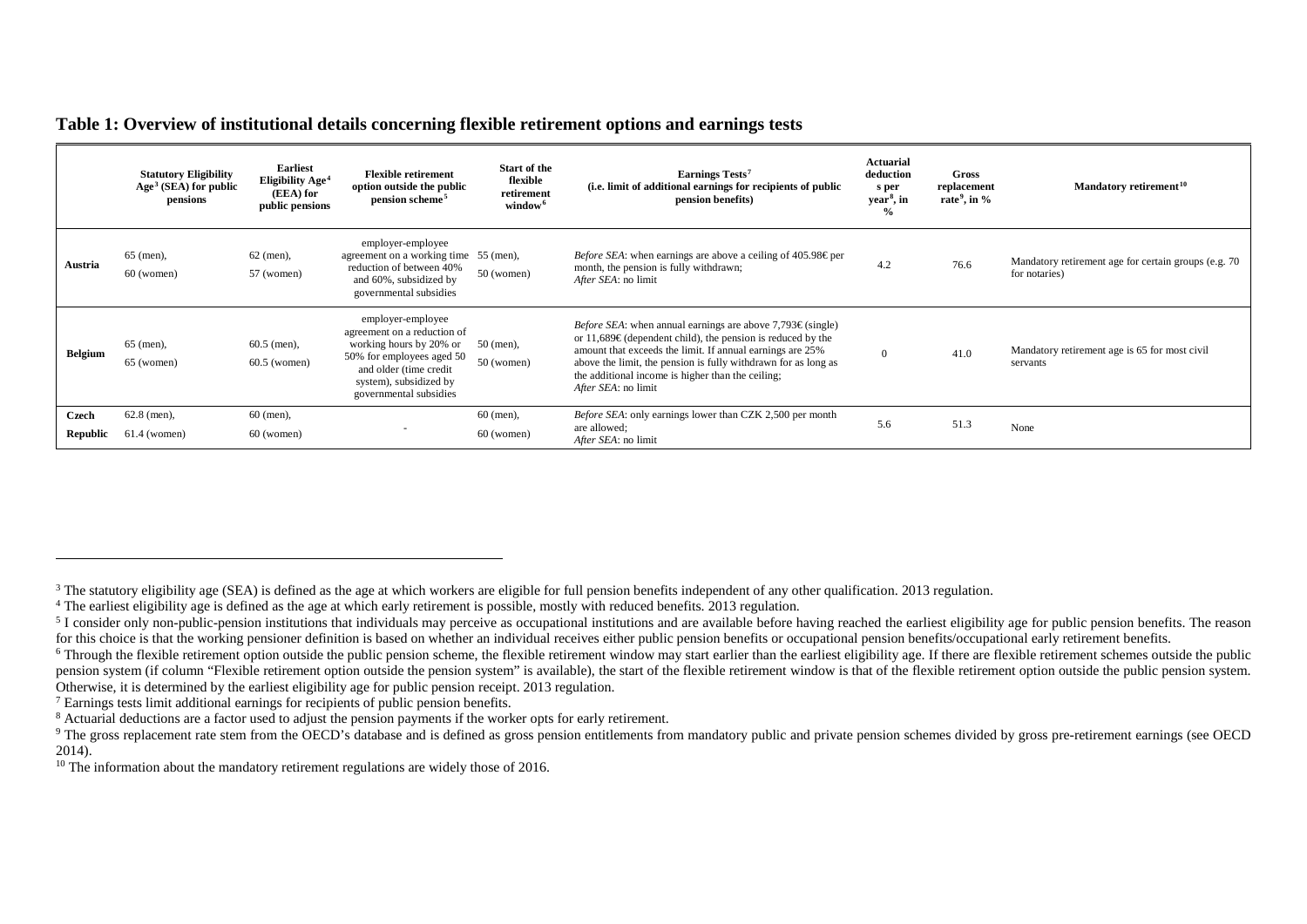**Table 1: Overview of institutional details concerning flexible retirement options and earnings tests**

| | Statutory Eligibility Age[3] (SEA) for public pensions | Earliest Eligibility Age[4] (EEA) for public pensions | Flexible retirement option outside the public pension scheme[5] | Start of the flexible retirement window[6] | Earnings Tests[7] (i.e. limit of additional earnings for recipients of public pension benefits) | Actuarial deductions per year[8], in % | Gross replacement rate[9], in % | Mandatory retirement[10] |
|---|---|---|---|---|---|---|---|---|
| **Austria** | 65 (men), 60 (women) | 62 (men), 57 (women) | employer-employee agreement on a working time reduction of between 40% and 60%, subsidized by governmental subsidies | 55 (men), 50 (women) | *Before SEA*: when earnings are above a ceiling of 405.98€ per month, the pension is fully withdrawn; *After SEA*: no limit | 4.2 | 76.6 | Mandatory retirement age for certain groups (e.g. 70 for notaries) |
| **Belgium** | 65 (men), 65 (women) | 60.5 (men), 60.5 (women) | employer-employee agreement on a reduction of working hours by 20% or 50% for employees aged 50 and older (time credit system), subsidized by governmental subsidies | 50 (men), 50 (women) | *Before SEA*: when annual earnings are above 7,793€ (single) or 11,689€ (dependent child), the pension is reduced by the amount that exceeds the limit. If annual earnings are 25% above the limit, the pension is fully withdrawn for as long as the additional income is higher than the ceiling; *After SEA*: no limit | 0 | 41.0 | Mandatory retirement age is 65 for most civil servants |
| **Czech Republic** | 62.8 (men), 61.4 (women) | 60 (men), 60 (women) | - | 60 (men), 60 (women) | *Before SEA*: only earnings lower than CZK 2,500 per month are allowed; *After SEA*: no limit | 5.6 | 51.3 | None |

---

[3] The statutory eligibility age (SEA) is defined as the age at which workers are eligible for full pension benefits independent of any other qualification. 2013 regulation.

[4] The earliest eligibility age is defined as the age at which early retirement is possible, mostly with reduced benefits. 2013 regulation.

[5] I consider only non-public-pension institutions that individuals may perceive as occupational institutions and are available before having reached the earliest eligibility age for public pension benefits. The reason for this choice is that the working pensioner definition is based on whether an individual receives either public pension benefits or occupational pension benefits/occupational early retirement benefits.

[6] Through the flexible retirement option outside the public pension scheme, the flexible retirement window may start earlier than the earliest eligibility age. If there are flexible retirement schemes outside the public pension system (if column "Flexible retirement option outside the pension system" is available), the start of the flexible retirement window is that of the flexible retirement option outside the public pension system. Otherwise, it is determined by the earliest eligibility age for public pension receipt. 2013 regulation.

[7] Earnings tests limit additional earnings for recipients of public pension benefits.

[8] Actuarial deductions are a factor used to adjust the pension payments if the worker opts for early retirement.

[9] The gross replacement rate stem from the OECD's database and is defined as gross pension entitlements from mandatory public and private pension schemes divided by gross pre-retirement earnings (see OECD 2014).

[10] The information about the mandatory retirement regulations are widely those of 2016.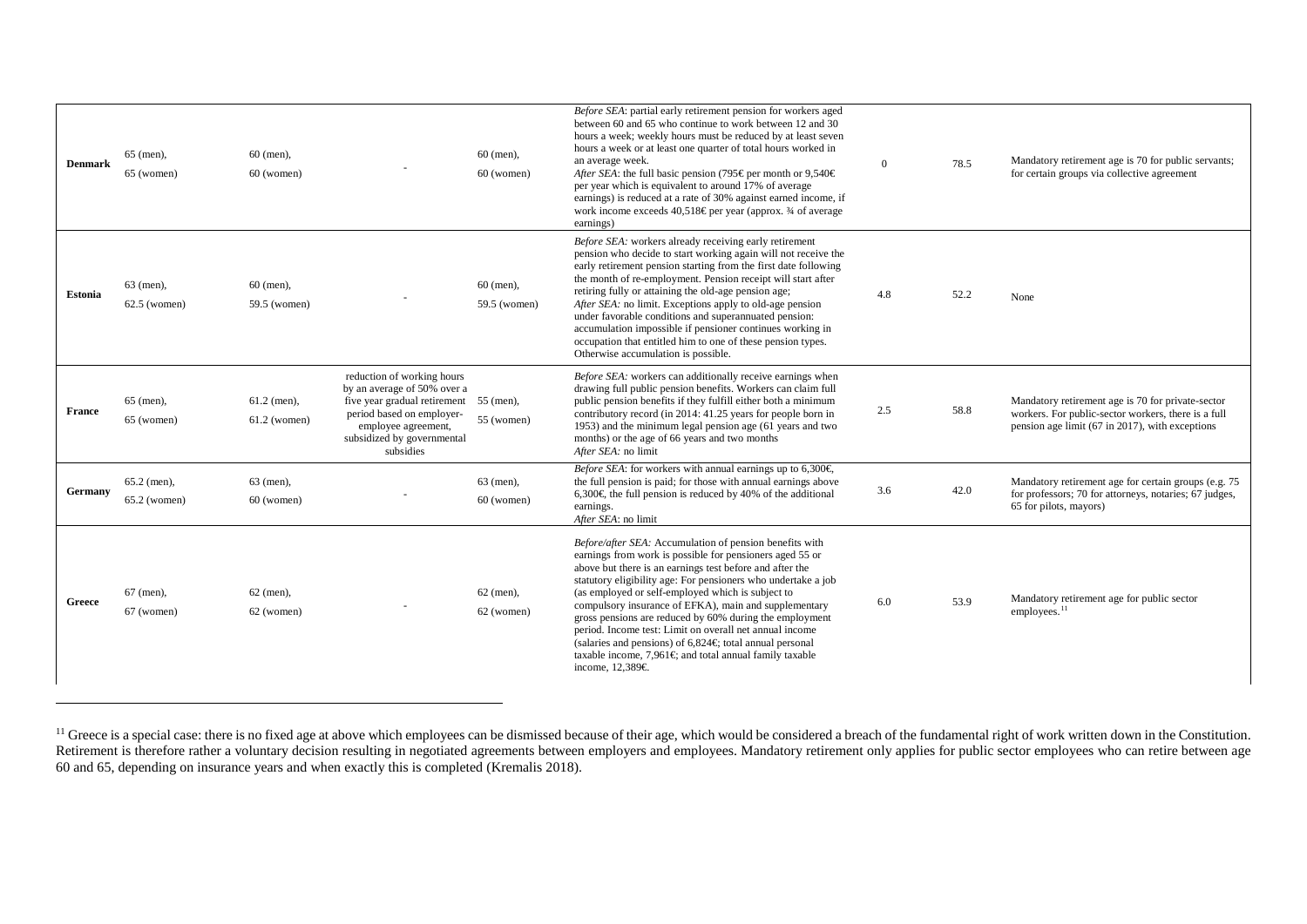| | | | | | | | | |
|---|---|---|---|---|---|---|---|---|
| **Denmark** | 65 (men),<br>65 (women) | 60 (men),<br>60 (women) | - | 60 (men),<br>60 (women) | *Before SEA*: partial early retirement pension for workers aged between 60 and 65 who continue to work between 12 and 30 hours a week; weekly hours must be reduced by at least seven hours a week or at least one quarter of total hours worked in an average week.<br>*After SEA*: the full basic pension (795€ per month or 9,540€ per year which is equivalent to around 17% of average earnings) is reduced at a rate of 30% against earned income, if work income exceeds 40,518€ per year (approx. ¾ of average earnings) | 0 | 78.5 | Mandatory retirement age is 70 for public servants; for certain groups via collective agreement |
| **Estonia** | 63 (men),<br>62.5 (women) | 60 (men),<br>59.5 (women) | - | 60 (men),<br>59.5 (women) | *Before SEA:* workers already receiving early retirement pension who decide to start working again will not receive the early retirement pension starting from the first date following the month of re-employment. Pension receipt will start after retiring fully or attaining the old-age pension age;<br>*After SEA:* no limit. Exceptions apply to old-age pension under favorable conditions and superannuated pension: accumulation impossible if pensioner continues working in occupation that entitled him to one of these pension types. Otherwise accumulation is possible. | 4.8 | 52.2 | None |
| **France** | 65 (men),<br>65 (women) | 61.2 (men),<br>61.2 (women) | reduction of working hours by an average of 50% over a five year gradual retirement period based on employer-employee agreement, subsidized by governmental subsidies | 55 (men),<br>55 (women) | *Before SEA:* workers can additionally receive earnings when drawing full public pension benefits. Workers can claim full public pension benefits if they fulfill either both a minimum contributory record (in 2014: 41.25 years for people born in 1953) and the minimum legal pension age (61 years and two months) or the age of 66 years and two months<br>*After SEA:* no limit | 2.5 | 58.8 | Mandatory retirement age is 70 for private-sector workers. For public-sector workers, there is a full pension age limit (67 in 2017), with exceptions |
| **Germany** | 65.2 (men),<br>65.2 (women) | 63 (men),<br>60 (women) | - | 63 (men),<br>60 (women) | *Before SEA*: for workers with annual earnings up to 6,300€, the full pension is paid; for those with annual earnings above 6,300€, the full pension is reduced by 40% of the additional earnings.<br>*After SEA*: no limit | 3.6 | 42.0 | Mandatory retirement age for certain groups (e.g. 75 for professors; 70 for attorneys, notaries; 67 judges, 65 for pilots, mayors) |
| **Greece** | 67 (men),<br>67 (women) | 62 (men),<br>62 (women) | - | 62 (men),<br>62 (women) | *Before/after SEA:* Accumulation of pension benefits with earnings from work is possible for pensioners aged 55 or above but there is an earnings test before and after the statutory eligibility age: For pensioners who undertake a job (as employed or self-employed which is subject to compulsory insurance of EFKA), main and supplementary gross pensions are reduced by 60% during the employment period. Income test: Limit on overall net annual income (salaries and pensions) of 6,824€; total annual personal taxable income, 7,961€; and total annual family taxable income, 12,389€. | 6.0 | 53.9 | Mandatory retirement age for public sector employees.[11] |

[11] Greece is a special case: there is no fixed age at above which employees can be dismissed because of their age, which would be considered a breach of the fundamental right of work written down in the Constitution. Retirement is therefore rather a voluntary decision resulting in negotiated agreements between employers and employees. Mandatory retirement only applies for public sector employees who can retire between age 60 and 65, depending on insurance years and when exactly this is completed (Kremalis 2018).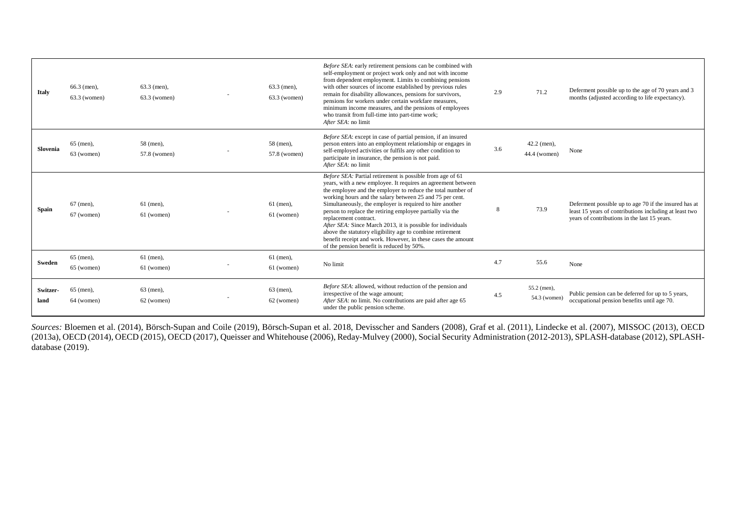| | | | | | | | | |
|---|---|---|---|---|---|---|---|---|
| **Italy** | 66.3 (men),<br>63.3 (women) | 63.3 (men),<br>63.3 (women) | - | 63.3 (men),<br>63.3 (women) | *Before SEA*: early retirement pensions can be combined with self-employment or project work only and not with income from dependent employment. Limits to combining pensions with other sources of income established by previous rules remain for disability allowances, pensions for survivors, pensions for workers under certain workfare measures, minimum income measures, and the pensions of employees who transit from full-time into part-time work;<br>*After SEA*: no limit | 2.9 | 71.2 | Deferment possible up to the age of 70 years and 3 months (adjusted according to life expectancy). |
| **Slovenia** | 65 (men),<br>63 (women) | 58 (men),<br>57.8 (women) | - | 58 (men),<br>57.8 (women) | *Before SEA*: except in case of partial pension, if an insured person enters into an employment relationship or engages in self-employed activities or fulfils any other condition to participate in insurance, the pension is not paid.<br>*After SEA*: no limit | 3.6 | 42.2 (men),<br>44.4 (women) | None |
| **Spain** | 67 (men),<br>67 (women) | 61 (men),<br>61 (women) | - | 61 (men),<br>61 (women) | *Before SEA:* Partial retirement is possible from age of 61 years, with a new employee. It requires an agreement between the employee and the employer to reduce the total number of working hours and the salary between 25 and 75 per cent. Simultaneously, the employer is required to hire another person to replace the retiring employee partially via the replacement contract.<br>*After SEA:* Since March 2013, it is possible for individuals above the statutory eligibility age to combine retirement benefit receipt and work. However, in these cases the amount of the pension benefit is reduced by 50%. | 8 | 73.9 | Deferment possible up to age 70 if the insured has at least 15 years of contributions including at least two years of contributions in the last 15 years. |
| **Sweden** | 65 (men),<br>65 (women) | 61 (men),<br>61 (women) | - | 61 (men),<br>61 (women) | No limit | 4.7 | 55.6 | None |
| **Switzer-land** | 65 (men),<br>64 (women) | 63 (men),<br>62 (women) | - | 63 (men),<br>62 (women) | *Before SEA*: allowed, without reduction of the pension and irrespective of the wage amount;<br>*After SEA*: no limit. No contributions are paid after age 65 under the public pension scheme. | 4.5 | 55.2 (men),<br>54.3 (women) | Public pension can be deferred for up to 5 years, occupational pension benefits until age 70. |

*Sources:* Bloemen et al. (2014), Börsch-Supan and Coile (2019), Börsch-Supan et al. 2018, Devisscher and Sanders (2008), Graf et al. (2011), Lindecke et al. (2007), MISSOC (2013), OECD (2013a), OECD (2014), OECD (2015), OECD (2017), Queisser and Whitehouse (2006), Reday-Mulvey (2000), Social Security Administration (2012-2013), SPLASH-database (2012), SPLASH-database (2019).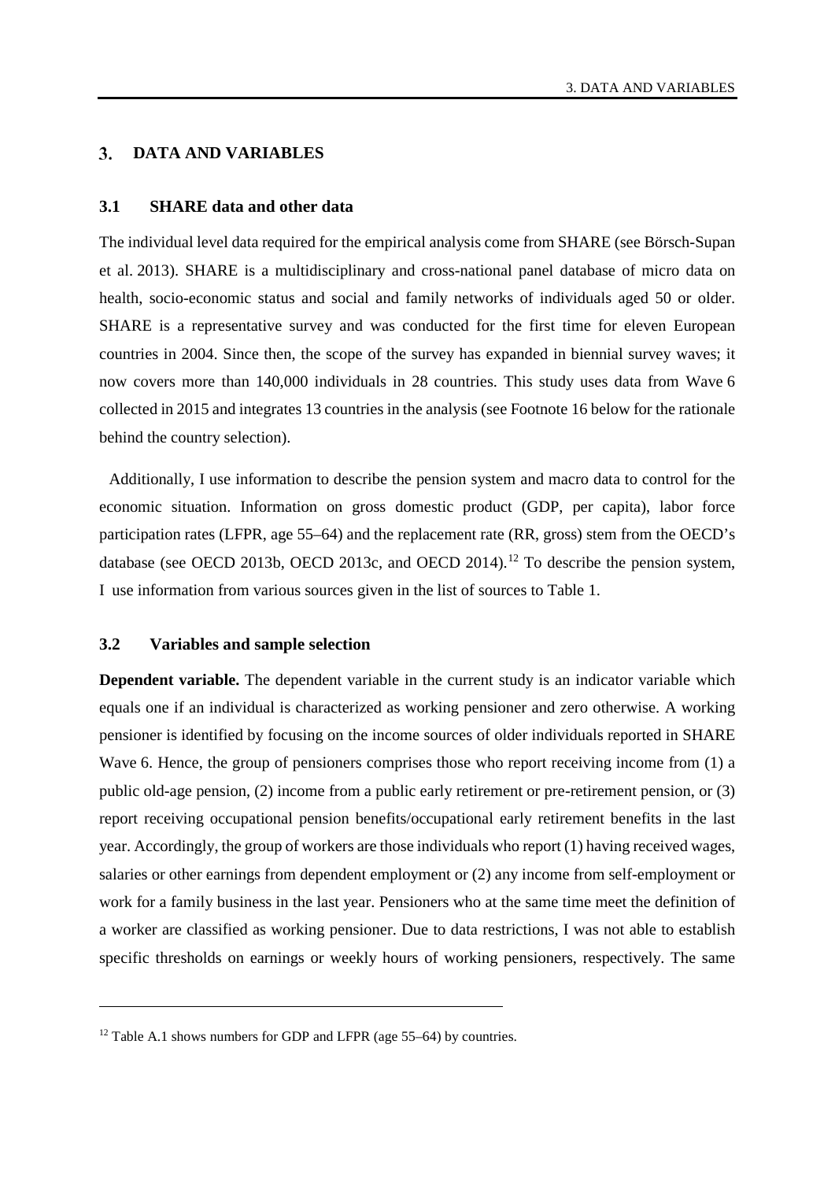# 3. DATA AND VARIABLES

## 3.1 SHARE data and other data

The individual level data required for the empirical analysis come from SHARE (see Börsch-Supan et al. 2013). SHARE is a multidisciplinary and cross-national panel database of micro data on health, socio-economic status and social and family networks of individuals aged 50 or older. SHARE is a representative survey and was conducted for the first time for eleven European countries in 2004. Since then, the scope of the survey has expanded in biennial survey waves; it now covers more than 140,000 individuals in 28 countries. This study uses data from Wave 6 collected in 2015 and integrates 13 countries in the analysis (see Footnote 16 below for the rationale behind the country selection).

Additionally, I use information to describe the pension system and macro data to control for the economic situation. Information on gross domestic product (GDP, per capita), labor force participation rates (LFPR, age 55–64) and the replacement rate (RR, gross) stem from the OECD's database (see OECD 2013b, OECD 2013c, and OECD 2014).[12] To describe the pension system, I use information from various sources given in the list of sources to Table 1.

## 3.2 Variables and sample selection

**Dependent variable.** The dependent variable in the current study is an indicator variable which equals one if an individual is characterized as working pensioner and zero otherwise. A working pensioner is identified by focusing on the income sources of older individuals reported in SHARE Wave 6. Hence, the group of pensioners comprises those who report receiving income from (1) a public old-age pension, (2) income from a public early retirement or pre-retirement pension, or (3) report receiving occupational pension benefits/occupational early retirement benefits in the last year. Accordingly, the group of workers are those individuals who report (1) having received wages, salaries or other earnings from dependent employment or (2) any income from self-employment or work for a family business in the last year. Pensioners who at the same time meet the definition of a worker are classified as working pensioner. Due to data restrictions, I was not able to establish specific thresholds on earnings or weekly hours of working pensioners, respectively. The same

[12] Table A.1 shows numbers for GDP and LFPR (age 55–64) by countries.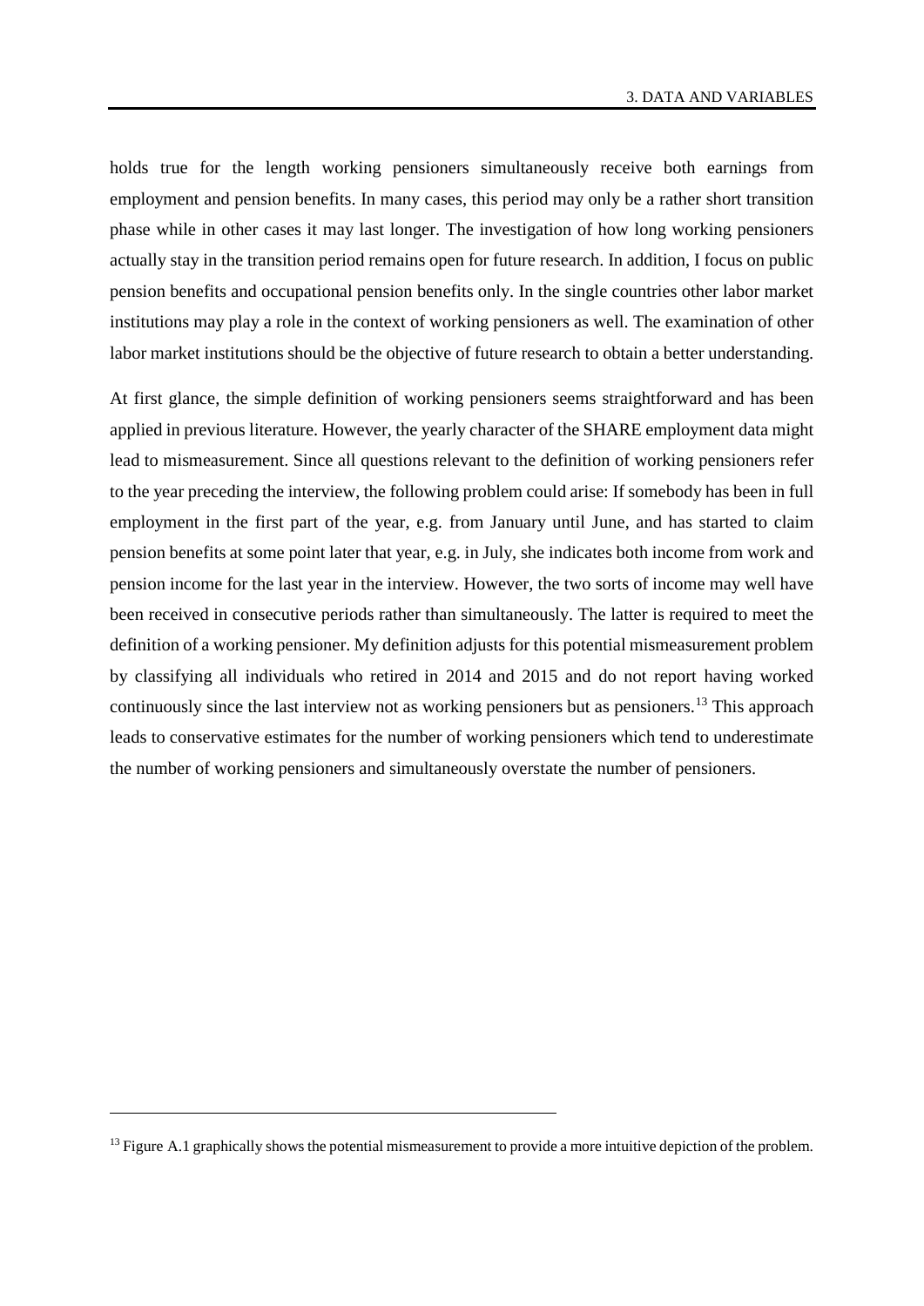holds true for the length working pensioners simultaneously receive both earnings from employment and pension benefits. In many cases, this period may only be a rather short transition phase while in other cases it may last longer. The investigation of how long working pensioners actually stay in the transition period remains open for future research. In addition, I focus on public pension benefits and occupational pension benefits only. In the single countries other labor market institutions may play a role in the context of working pensioners as well. The examination of other labor market institutions should be the objective of future research to obtain a better understanding.

At first glance, the simple definition of working pensioners seems straightforward and has been applied in previous literature. However, the yearly character of the SHARE employment data might lead to mismeasurement. Since all questions relevant to the definition of working pensioners refer to the year preceding the interview, the following problem could arise: If somebody has been in full employment in the first part of the year, e.g. from January until June, and has started to claim pension benefits at some point later that year, e.g. in July, she indicates both income from work and pension income for the last year in the interview. However, the two sorts of income may well have been received in consecutive periods rather than simultaneously. The latter is required to meet the definition of a working pensioner. My definition adjusts for this potential mismeasurement problem by classifying all individuals who retired in 2014 and 2015 and do not report having worked continuously since the last interview not as working pensioners but as pensioners.[13] This approach leads to conservative estimates for the number of working pensioners which tend to underestimate the number of working pensioners and simultaneously overstate the number of pensioners.

[13] Figure A.1 graphically shows the potential mismeasurement to provide a more intuitive depiction of the problem.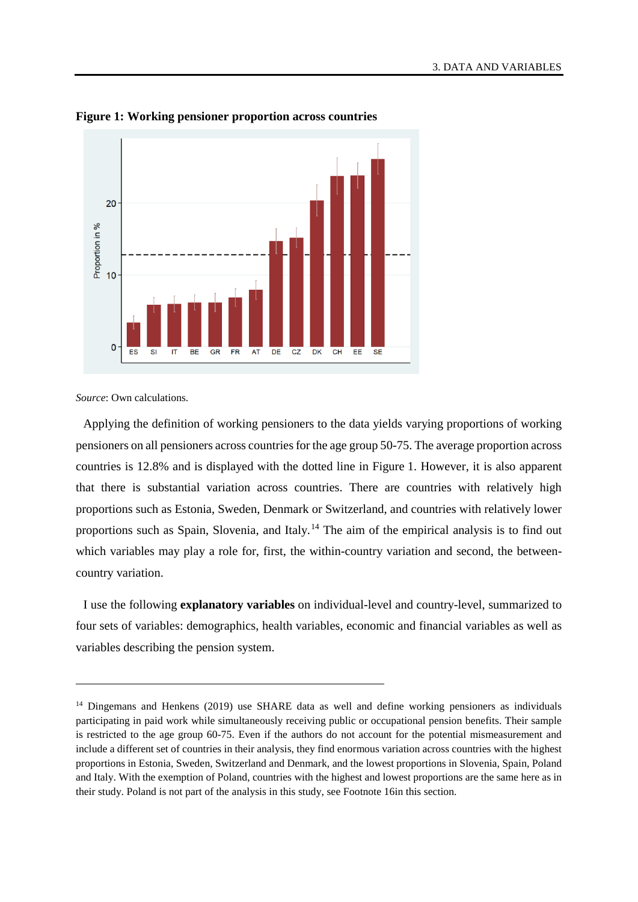**Figure 1: Working pensioner proportion across countries**

*Source*: Own calculations.

Applying the definition of working pensioners to the data yields varying proportions of working pensioners on all pensioners across countries for the age group 50-75. The average proportion across countries is 12.8% and is displayed with the dotted line in Figure 1. However, it is also apparent that there is substantial variation across countries. There are countries with relatively high proportions such as Estonia, Sweden, Denmark or Switzerland, and countries with relatively lower proportions such as Spain, Slovenia, and Italy.[14] The aim of the empirical analysis is to find out which variables may play a role for, first, the within-country variation and second, the between-country variation.

I use the following **explanatory variables** on individual-level and country-level, summarized to four sets of variables: demographics, health variables, economic and financial variables as well as variables describing the pension system.

---

[14] Dingemans and Henkens (2019) use SHARE data as well and define working pensioners as individuals participating in paid work while simultaneously receiving public or occupational pension benefits. Their sample is restricted to the age group 60-75. Even if the authors do not account for the potential mismeasurement and include a different set of countries in their analysis, they find enormous variation across countries with the highest proportions in Estonia, Sweden, Switzerland and Denmark, and the lowest proportions in Slovenia, Spain, Poland and Italy. With the exemption of Poland, countries with the highest and lowest proportions are the same here as in their study. Poland is not part of the analysis in this study, see Footnote 16in this section.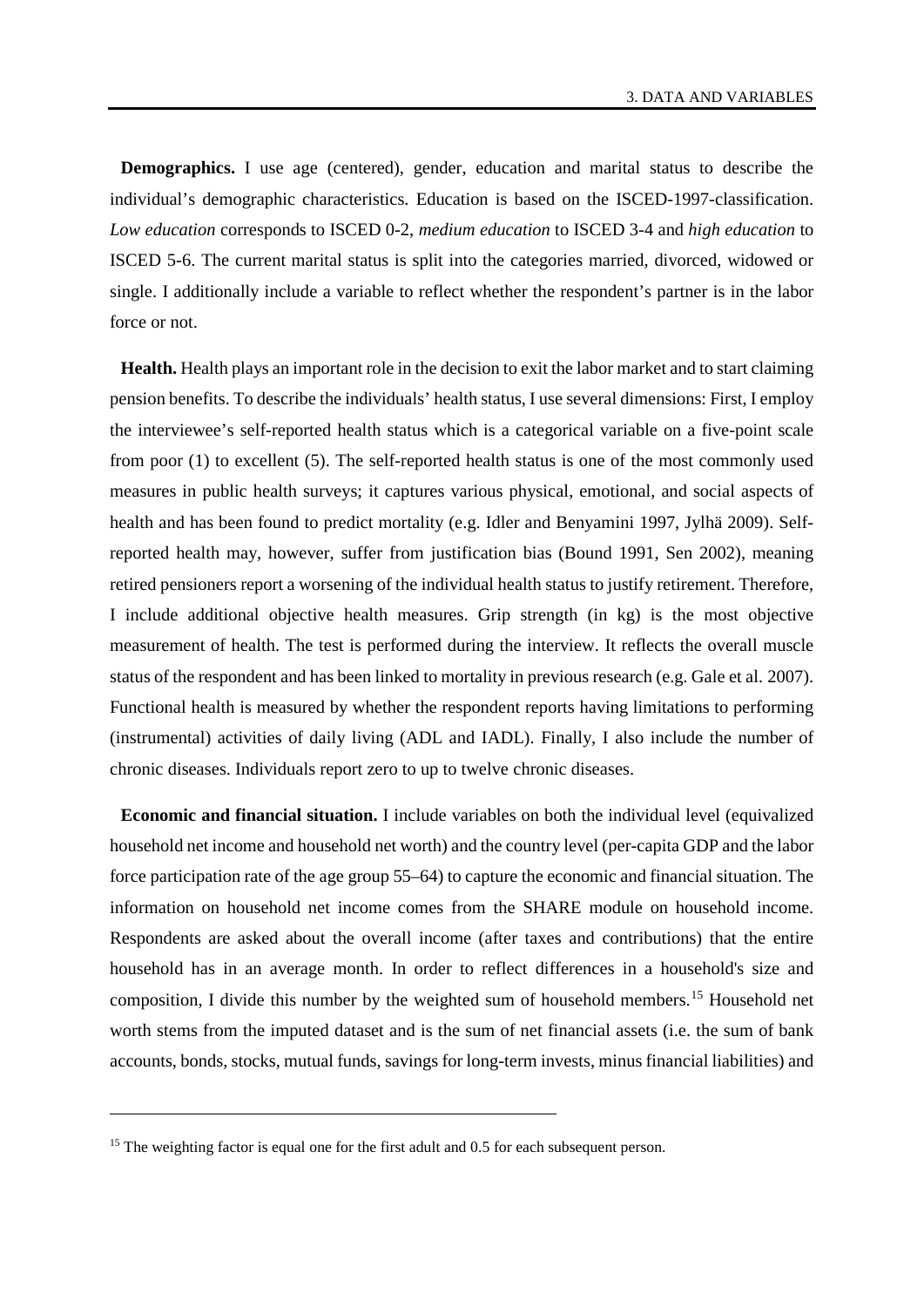**Demographics.** I use age (centered), gender, education and marital status to describe the individual's demographic characteristics. Education is based on the ISCED-1997-classification. *Low education* corresponds to ISCED 0-2, *medium education* to ISCED 3-4 and *high education* to ISCED 5-6. The current marital status is split into the categories married, divorced, widowed or single. I additionally include a variable to reflect whether the respondent's partner is in the labor force or not.

**Health.** Health plays an important role in the decision to exit the labor market and to start claiming pension benefits. To describe the individuals' health status, I use several dimensions: First, I employ the interviewee's self-reported health status which is a categorical variable on a five-point scale from poor (1) to excellent (5). The self-reported health status is one of the most commonly used measures in public health surveys; it captures various physical, emotional, and social aspects of health and has been found to predict mortality (e.g. Idler and Benyamini 1997, Jylhä 2009). Self-reported health may, however, suffer from justification bias (Bound 1991, Sen 2002), meaning retired pensioners report a worsening of the individual health status to justify retirement. Therefore, I include additional objective health measures. Grip strength (in kg) is the most objective measurement of health. The test is performed during the interview. It reflects the overall muscle status of the respondent and has been linked to mortality in previous research (e.g. Gale et al. 2007). Functional health is measured by whether the respondent reports having limitations to performing (instrumental) activities of daily living (ADL and IADL). Finally, I also include the number of chronic diseases. Individuals report zero to up to twelve chronic diseases.

**Economic and financial situation.** I include variables on both the individual level (equivalized household net income and household net worth) and the country level (per-capita GDP and the labor force participation rate of the age group 55–64) to capture the economic and financial situation. The information on household net income comes from the SHARE module on household income. Respondents are asked about the overall income (after taxes and contributions) that the entire household has in an average month. In order to reflect differences in a household's size and composition, I divide this number by the weighted sum of household members.[15] Household net worth stems from the imputed dataset and is the sum of net financial assets (i.e. the sum of bank accounts, bonds, stocks, mutual funds, savings for long-term invests, minus financial liabilities) and

[15] The weighting factor is equal one for the first adult and 0.5 for each subsequent person.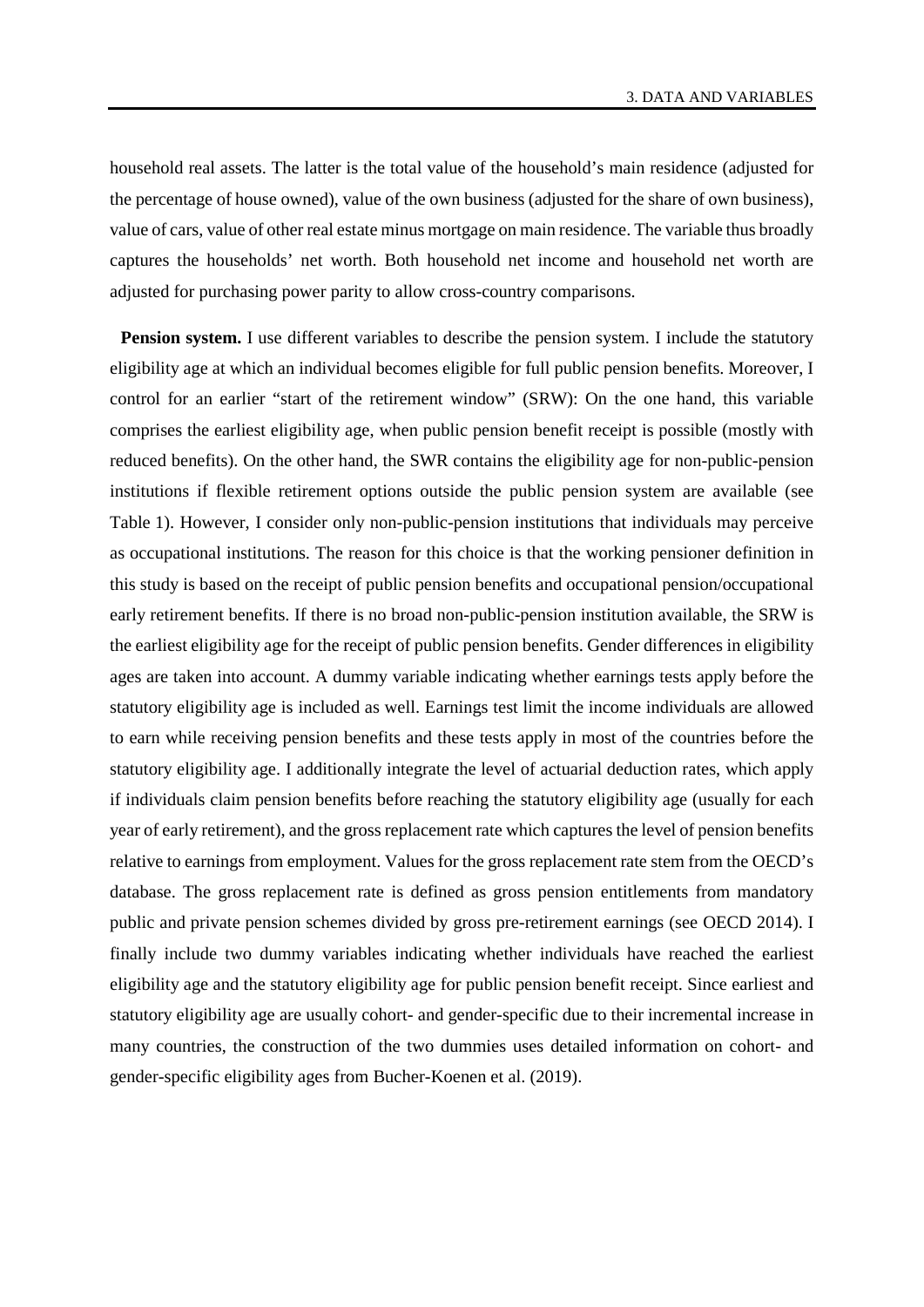household real assets. The latter is the total value of the household's main residence (adjusted for the percentage of house owned), value of the own business (adjusted for the share of own business), value of cars, value of other real estate minus mortgage on main residence. The variable thus broadly captures the households' net worth. Both household net income and household net worth are adjusted for purchasing power parity to allow cross-country comparisons.

**Pension system.** I use different variables to describe the pension system. I include the statutory eligibility age at which an individual becomes eligible for full public pension benefits. Moreover, I control for an earlier "start of the retirement window" (SRW): On the one hand, this variable comprises the earliest eligibility age, when public pension benefit receipt is possible (mostly with reduced benefits). On the other hand, the SWR contains the eligibility age for non-public-pension institutions if flexible retirement options outside the public pension system are available (see Table 1). However, I consider only non-public-pension institutions that individuals may perceive as occupational institutions. The reason for this choice is that the working pensioner definition in this study is based on the receipt of public pension benefits and occupational pension/occupational early retirement benefits. If there is no broad non-public-pension institution available, the SRW is the earliest eligibility age for the receipt of public pension benefits. Gender differences in eligibility ages are taken into account. A dummy variable indicating whether earnings tests apply before the statutory eligibility age is included as well. Earnings test limit the income individuals are allowed to earn while receiving pension benefits and these tests apply in most of the countries before the statutory eligibility age. I additionally integrate the level of actuarial deduction rates, which apply if individuals claim pension benefits before reaching the statutory eligibility age (usually for each year of early retirement), and the gross replacement rate which captures the level of pension benefits relative to earnings from employment. Values for the gross replacement rate stem from the OECD's database. The gross replacement rate is defined as gross pension entitlements from mandatory public and private pension schemes divided by gross pre-retirement earnings (see OECD 2014). I finally include two dummy variables indicating whether individuals have reached the earliest eligibility age and the statutory eligibility age for public pension benefit receipt. Since earliest and statutory eligibility age are usually cohort- and gender-specific due to their incremental increase in many countries, the construction of the two dummies uses detailed information on cohort- and gender-specific eligibility ages from Bucher-Koenen et al. (2019).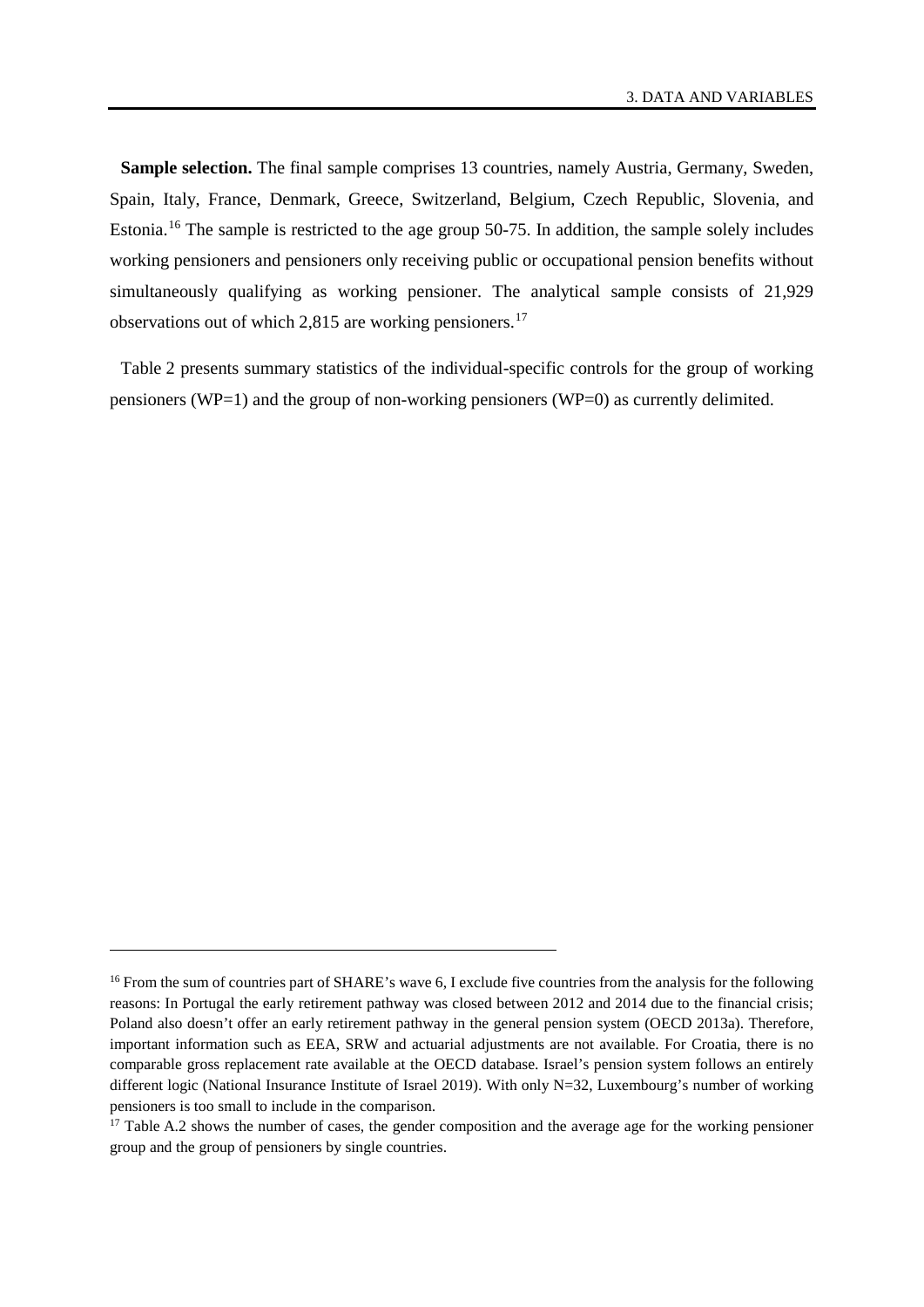**Sample selection.** The final sample comprises 13 countries, namely Austria, Germany, Sweden, Spain, Italy, France, Denmark, Greece, Switzerland, Belgium, Czech Republic, Slovenia, and Estonia.[16] The sample is restricted to the age group 50-75. In addition, the sample solely includes working pensioners and pensioners only receiving public or occupational pension benefits without simultaneously qualifying as working pensioner. The analytical sample consists of 21,929 observations out of which 2,815 are working pensioners.[17]

Table 2 presents summary statistics of the individual-specific controls for the group of working pensioners (WP=1) and the group of non-working pensioners (WP=0) as currently delimited.

---

[16] From the sum of countries part of SHARE's wave 6, I exclude five countries from the analysis for the following reasons: In Portugal the early retirement pathway was closed between 2012 and 2014 due to the financial crisis; Poland also doesn't offer an early retirement pathway in the general pension system (OECD 2013a). Therefore, important information such as EEA, SRW and actuarial adjustments are not available. For Croatia, there is no comparable gross replacement rate available at the OECD database. Israel's pension system follows an entirely different logic (National Insurance Institute of Israel 2019). With only N=32, Luxembourg's number of working pensioners is too small to include in the comparison.

[17] Table A.2 shows the number of cases, the gender composition and the average age for the working pensioner group and the group of pensioners by single countries.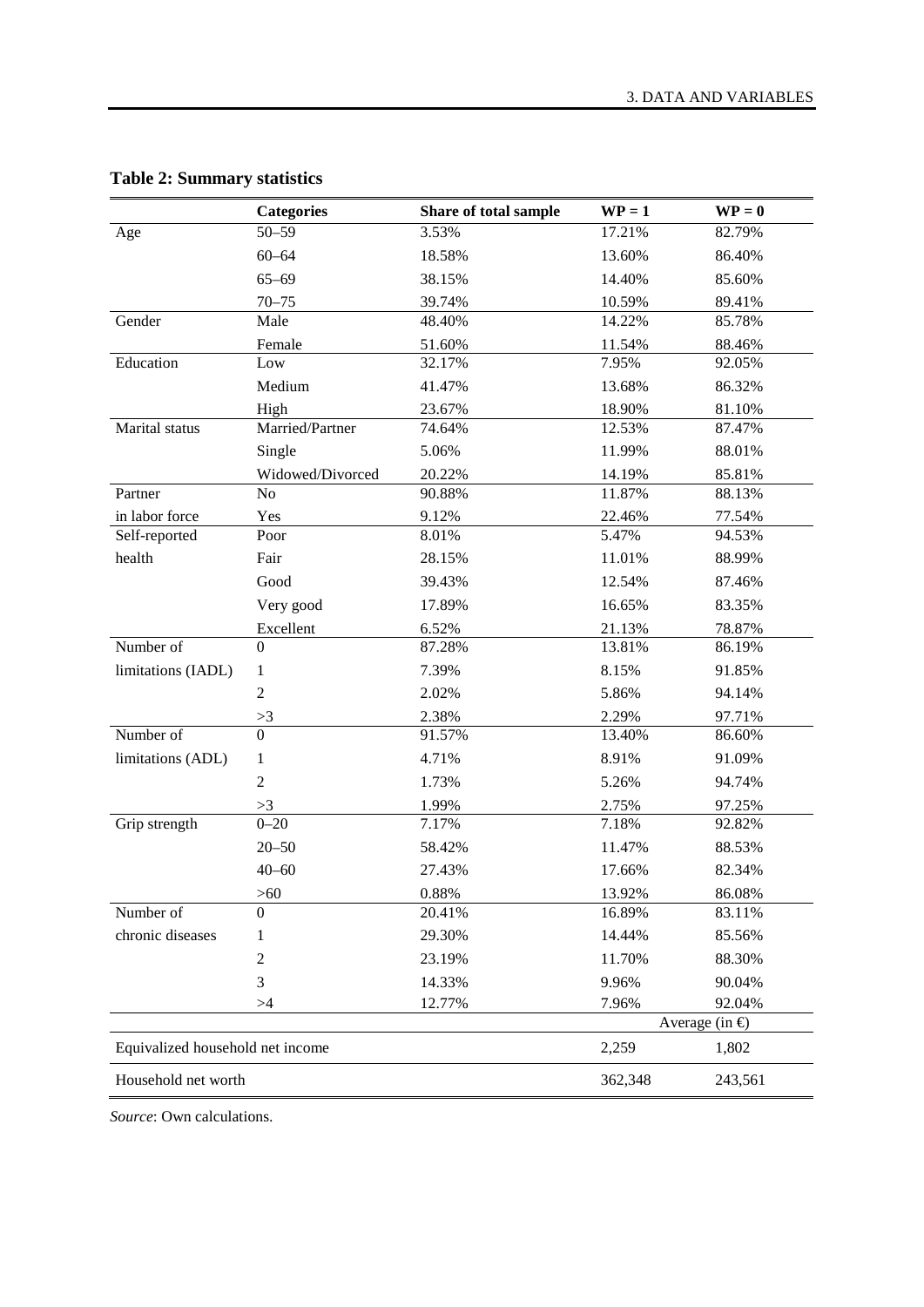**Table 2: Summary statistics**

| | Categories | Share of total sample | WP = 1 | WP = 0 |
|---|---|---|---|---|
| Age | 50–59 | 3.53% | 17.21% | 82.79% |
| | 60–64 | 18.58% | 13.60% | 86.40% |
| | 65–69 | 38.15% | 14.40% | 85.60% |
| | 70–75 | 39.74% | 10.59% | 89.41% |
| Gender | Male | 48.40% | 14.22% | 85.78% |
| | Female | 51.60% | 11.54% | 88.46% |
| Education | Low | 32.17% | 7.95% | 92.05% |
| | Medium | 41.47% | 13.68% | 86.32% |
| | High | 23.67% | 18.90% | 81.10% |
| Marital status | Married/Partner | 74.64% | 12.53% | 87.47% |
| | Single | 5.06% | 11.99% | 88.01% |
| | Widowed/Divorced | 20.22% | 14.19% | 85.81% |
| Partner in labor force | No | 90.88% | 11.87% | 88.13% |
| | Yes | 9.12% | 22.46% | 77.54% |
| Self-reported health | Poor | 8.01% | 5.47% | 94.53% |
| | Fair | 28.15% | 11.01% | 88.99% |
| | Good | 39.43% | 12.54% | 87.46% |
| | Very good | 17.89% | 16.65% | 83.35% |
| | Excellent | 6.52% | 21.13% | 78.87% |
| Number of limitations (IADL) | 0 | 87.28% | 13.81% | 86.19% |
| | 1 | 7.39% | 8.15% | 91.85% |
| | 2 | 2.02% | 5.86% | 94.14% |
| | >3 | 2.38% | 2.29% | 97.71% |
| Number of limitations (ADL) | 0 | 91.57% | 13.40% | 86.60% |
| | 1 | 4.71% | 8.91% | 91.09% |
| | 2 | 1.73% | 5.26% | 94.74% |
| | >3 | 1.99% | 2.75% | 97.25% |
| Grip strength | 0–20 | 7.17% | 7.18% | 92.82% |
| | 20–50 | 58.42% | 11.47% | 88.53% |
| | 40–60 | 27.43% | 17.66% | 82.34% |
| | >60 | 0.88% | 13.92% | 86.08% |
| Number of chronic diseases | 0 | 20.41% | 16.89% | 83.11% |
| | 1 | 29.30% | 14.44% | 85.56% |
| | 2 | 23.19% | 11.70% | 88.30% |
| | 3 | 14.33% | 9.96% | 90.04% |
| | >4 | 12.77% | 7.96% | 92.04% |
| | | | Average (in €) | |
| Equivalized household net income | | | 2,259 | 1,802 |
| Household net worth | | | 362,348 | 243,561 |

*Source*: Own calculations.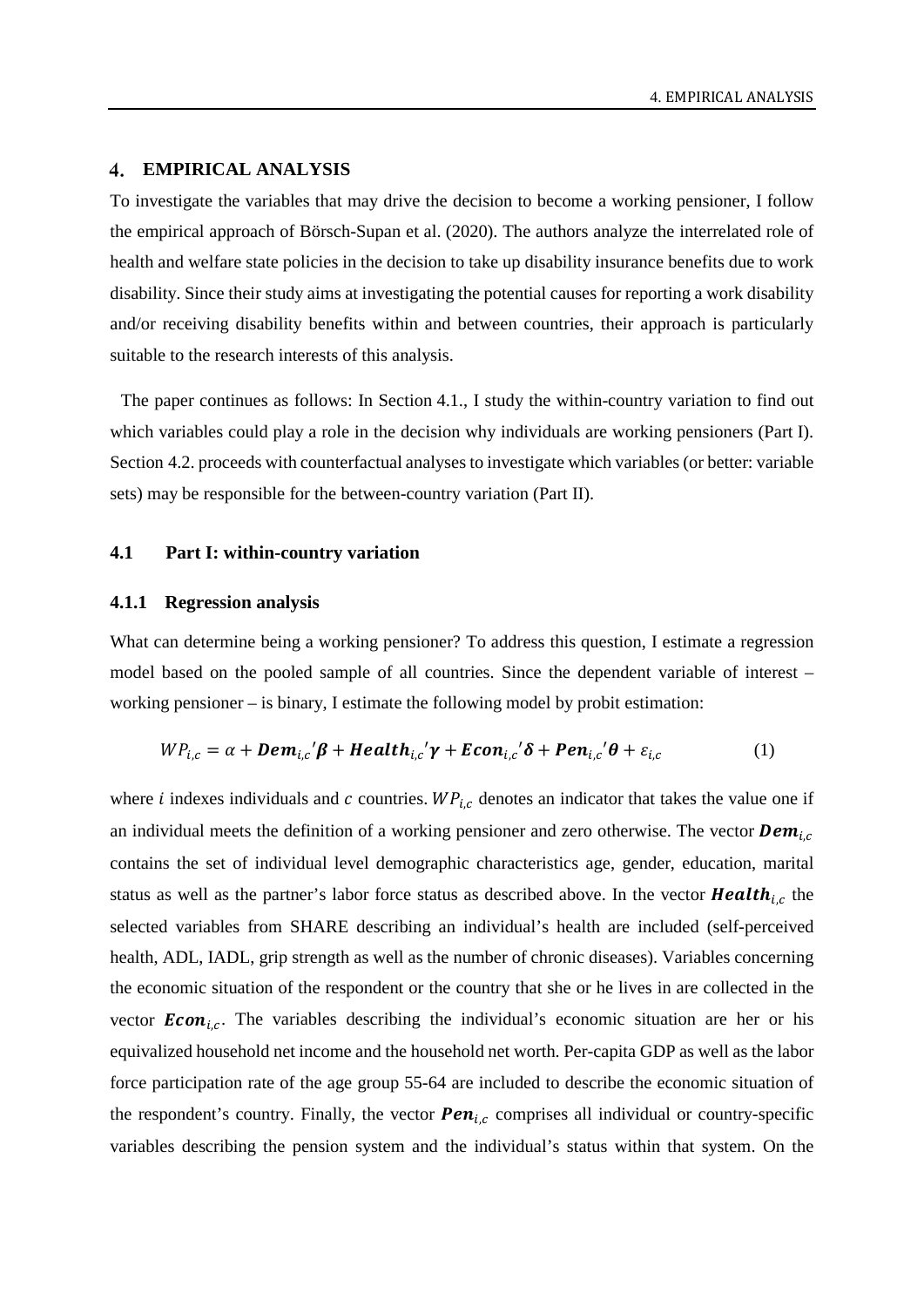## 4. EMPIRICAL ANALYSIS

To investigate the variables that may drive the decision to become a working pensioner, I follow the empirical approach of Börsch-Supan et al. (2020). The authors analyze the interrelated role of health and welfare state policies in the decision to take up disability insurance benefits due to work disability. Since their study aims at investigating the potential causes for reporting a work disability and/or receiving disability benefits within and between countries, their approach is particularly suitable to the research interests of this analysis.

The paper continues as follows: In Section 4.1., I study the within-country variation to find out which variables could play a role in the decision why individuals are working pensioners (Part I). Section 4.2. proceeds with counterfactual analyses to investigate which variables (or better: variable sets) may be responsible for the between-country variation (Part II).

### 4.1 Part I: within-country variation

#### 4.1.1 Regression analysis

What can determine being a working pensioner? To address this question, I estimate a regression model based on the pooled sample of all countries. Since the dependent variable of interest – working pensioner – is binary, I estimate the following model by probit estimation:

$$WP_{i,c} = \alpha + \boldsymbol{Dem}_{i,c}{}'\boldsymbol{\beta} + \boldsymbol{Health}_{i,c}{}'\boldsymbol{\gamma} + \boldsymbol{Econ}_{i,c}{}'\boldsymbol{\delta} + \boldsymbol{Pen}_{i,c}{}'\boldsymbol{\theta} + \varepsilon_{i,c} \qquad (1)$$

where $i$ indexes individuals and $c$ countries. $WP_{i,c}$ denotes an indicator that takes the value one if an individual meets the definition of a working pensioner and zero otherwise. The vector $\boldsymbol{Dem}_{i,c}$ contains the set of individual level demographic characteristics age, gender, education, marital status as well as the partner's labor force status as described above. In the vector $\boldsymbol{Health}_{i,c}$ the selected variables from SHARE describing an individual's health are included (self-perceived health, ADL, IADL, grip strength as well as the number of chronic diseases). Variables concerning the economic situation of the respondent or the country that she or he lives in are collected in the vector $\boldsymbol{Econ}_{i,c}$. The variables describing the individual's economic situation are her or his equivalized household net income and the household net worth. Per-capita GDP as well as the labor force participation rate of the age group 55-64 are included to describe the economic situation of the respondent's country. Finally, the vector $\boldsymbol{Pen}_{i,c}$ comprises all individual or country-specific variables describing the pension system and the individual's status within that system. On the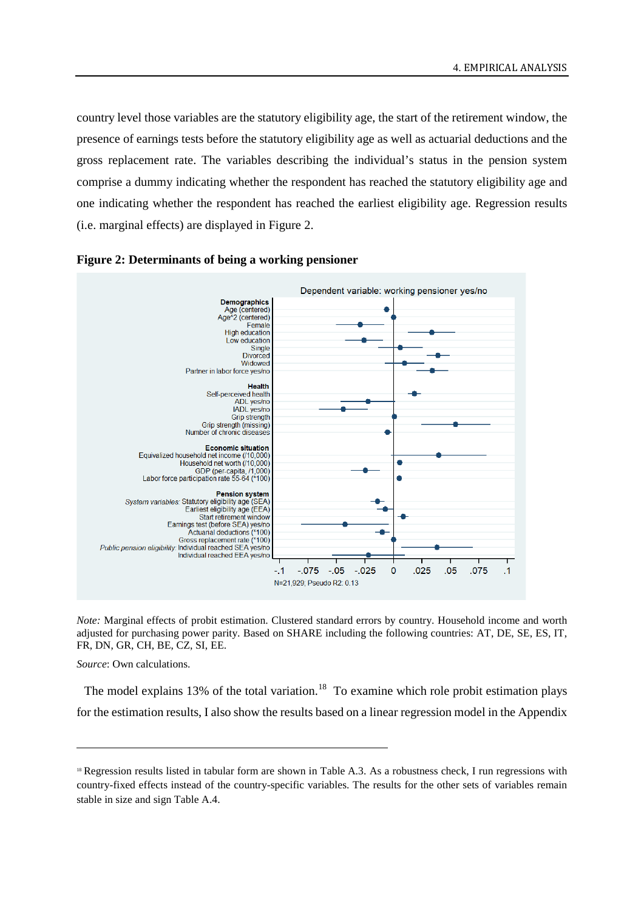country level those variables are the statutory eligibility age, the start of the retirement window, the presence of earnings tests before the statutory eligibility age as well as actuarial deductions and the gross replacement rate. The variables describing the individual's status in the pension system comprise a dummy indicating whether the respondent has reached the statutory eligibility age and one indicating whether the respondent has reached the earliest eligibility age. Regression results (i.e. marginal effects) are displayed in Figure 2.

**Figure 2: Determinants of being a working pensioner**

Dependent variable: working pensioner yes/no

**Demographics**
Age (centered)
Age^2 (centered)
Female
High education
Low education
Single
Divorced
Widowed
Partner in labor force yes/no

**Health**
Self-perceived health
ADL yes/no
IADL yes/no
Grip strength
Grip strength (missing)
Number of chronic diseases

**Economic situation**
Equivalized household net income (/10,000)
Household net worth (/10,000)
GDP (per-capita, /1,000)
Labor force participation rate 55-64 (*100)

**Pension system**
*System variables:* Statutory eligibility age (SEA)
Earliest eligibility age (EEA)
Start retirement window
Earnings test (before SEA) yes/no
Actuarial deductions (*100)
Gross replacement rate (*100)
*Public pension eligibility:* Individual reached SEA yes/no
Individual reached EEA yes/no

-.1 -.075 -.05 -.025 0 .025 .05 .075 .1

N=21,929; Pseudo R2: 0.13

*Note:* Marginal effects of probit estimation. Clustered standard errors by country. Household income and worth adjusted for purchasing power parity. Based on SHARE including the following countries: AT, DE, SE, ES, IT, FR, DN, GR, CH, BE, CZ, SI, EE.

*Source*: Own calculations.

The model explains 13% of the total variation.[18] To examine which role probit estimation plays for the estimation results, I also show the results based on a linear regression model in the Appendix

[18] Regression results listed in tabular form are shown in Table A.3. As a robustness check, I run regressions with country-fixed effects instead of the country-specific variables. The results for the other sets of variables remain stable in size and sign Table A.4.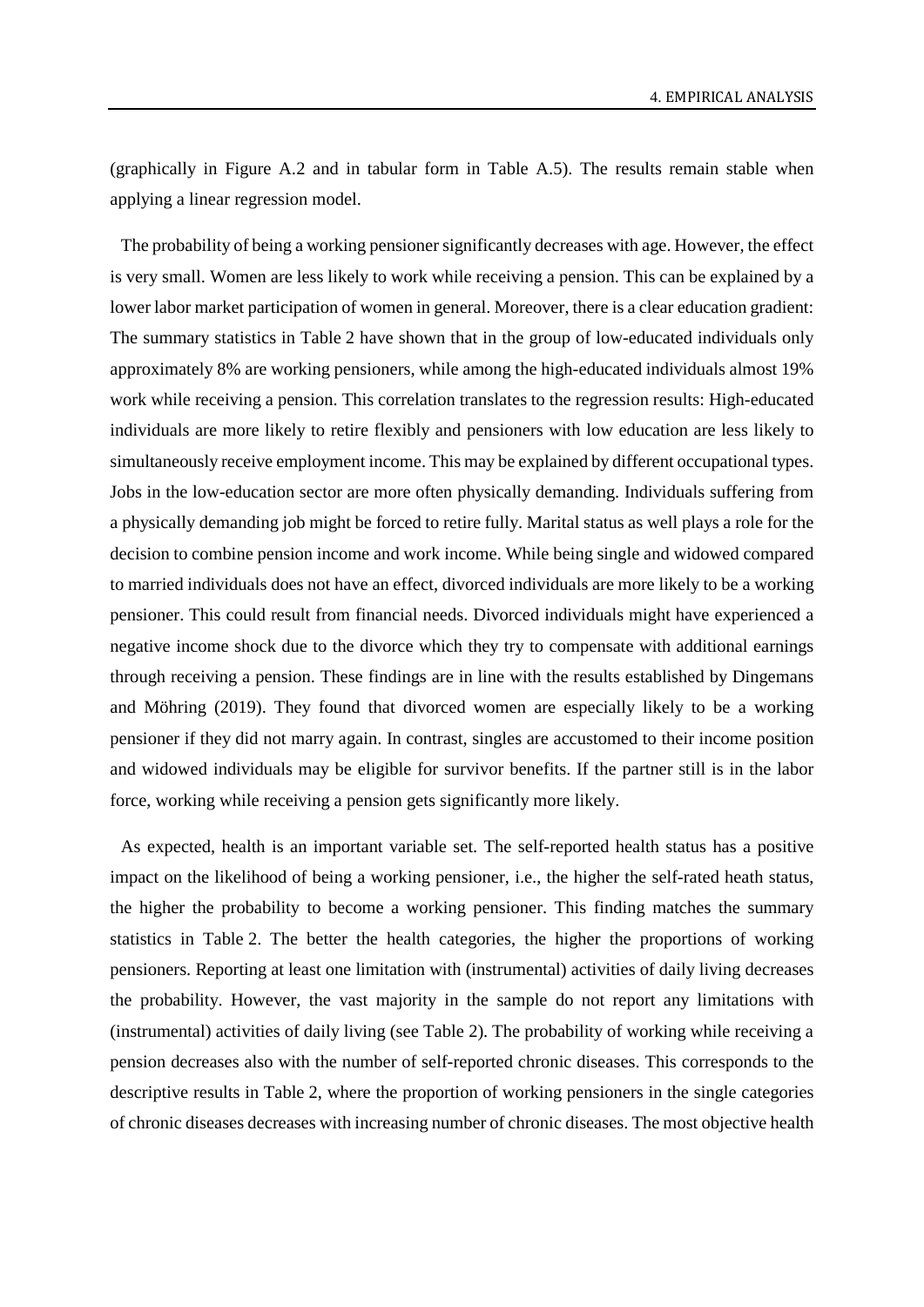(graphically in Figure A.2 and in tabular form in Table A.5). The results remain stable when applying a linear regression model.

The probability of being a working pensioner significantly decreases with age. However, the effect is very small. Women are less likely to work while receiving a pension. This can be explained by a lower labor market participation of women in general. Moreover, there is a clear education gradient: The summary statistics in Table 2 have shown that in the group of low-educated individuals only approximately 8% are working pensioners, while among the high-educated individuals almost 19% work while receiving a pension. This correlation translates to the regression results: High-educated individuals are more likely to retire flexibly and pensioners with low education are less likely to simultaneously receive employment income. This may be explained by different occupational types. Jobs in the low-education sector are more often physically demanding. Individuals suffering from a physically demanding job might be forced to retire fully. Marital status as well plays a role for the decision to combine pension income and work income. While being single and widowed compared to married individuals does not have an effect, divorced individuals are more likely to be a working pensioner. This could result from financial needs. Divorced individuals might have experienced a negative income shock due to the divorce which they try to compensate with additional earnings through receiving a pension. These findings are in line with the results established by Dingemans and Möhring (2019). They found that divorced women are especially likely to be a working pensioner if they did not marry again. In contrast, singles are accustomed to their income position and widowed individuals may be eligible for survivor benefits. If the partner still is in the labor force, working while receiving a pension gets significantly more likely.

As expected, health is an important variable set. The self-reported health status has a positive impact on the likelihood of being a working pensioner, i.e., the higher the self-rated heath status, the higher the probability to become a working pensioner. This finding matches the summary statistics in Table 2. The better the health categories, the higher the proportions of working pensioners. Reporting at least one limitation with (instrumental) activities of daily living decreases the probability. However, the vast majority in the sample do not report any limitations with (instrumental) activities of daily living (see Table 2). The probability of working while receiving a pension decreases also with the number of self-reported chronic diseases. This corresponds to the descriptive results in Table 2, where the proportion of working pensioners in the single categories of chronic diseases decreases with increasing number of chronic diseases. The most objective health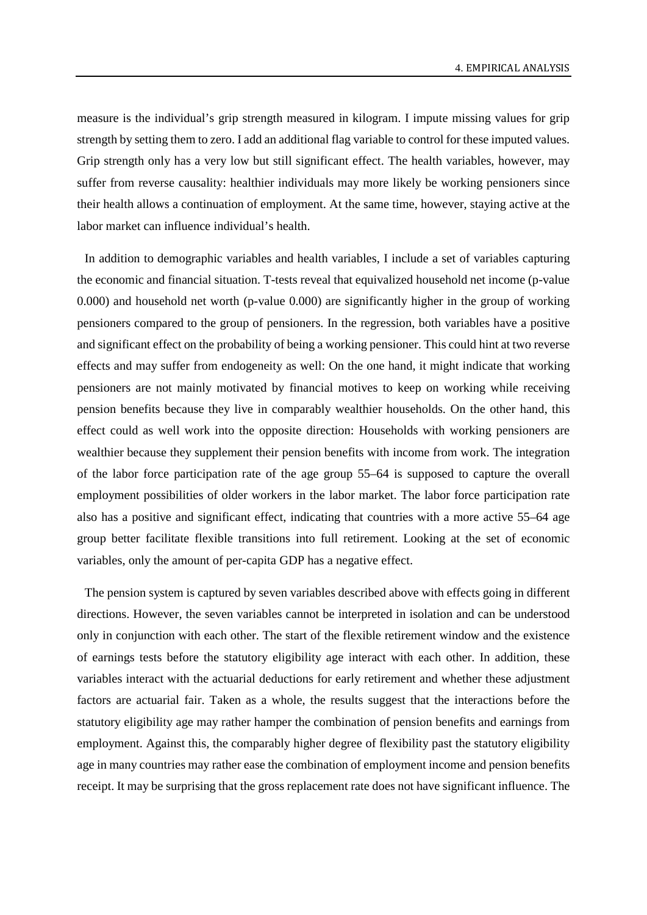measure is the individual's grip strength measured in kilogram. I impute missing values for grip strength by setting them to zero. I add an additional flag variable to control for these imputed values. Grip strength only has a very low but still significant effect. The health variables, however, may suffer from reverse causality: healthier individuals may more likely be working pensioners since their health allows a continuation of employment. At the same time, however, staying active at the labor market can influence individual's health.

In addition to demographic variables and health variables, I include a set of variables capturing the economic and financial situation. T-tests reveal that equivalized household net income (p-value 0.000) and household net worth (p-value 0.000) are significantly higher in the group of working pensioners compared to the group of pensioners. In the regression, both variables have a positive and significant effect on the probability of being a working pensioner. This could hint at two reverse effects and may suffer from endogeneity as well: On the one hand, it might indicate that working pensioners are not mainly motivated by financial motives to keep on working while receiving pension benefits because they live in comparably wealthier households. On the other hand, this effect could as well work into the opposite direction: Households with working pensioners are wealthier because they supplement their pension benefits with income from work. The integration of the labor force participation rate of the age group 55–64 is supposed to capture the overall employment possibilities of older workers in the labor market. The labor force participation rate also has a positive and significant effect, indicating that countries with a more active 55–64 age group better facilitate flexible transitions into full retirement. Looking at the set of economic variables, only the amount of per-capita GDP has a negative effect.

The pension system is captured by seven variables described above with effects going in different directions. However, the seven variables cannot be interpreted in isolation and can be understood only in conjunction with each other. The start of the flexible retirement window and the existence of earnings tests before the statutory eligibility age interact with each other. In addition, these variables interact with the actuarial deductions for early retirement and whether these adjustment factors are actuarial fair. Taken as a whole, the results suggest that the interactions before the statutory eligibility age may rather hamper the combination of pension benefits and earnings from employment. Against this, the comparably higher degree of flexibility past the statutory eligibility age in many countries may rather ease the combination of employment income and pension benefits receipt. It may be surprising that the gross replacement rate does not have significant influence. The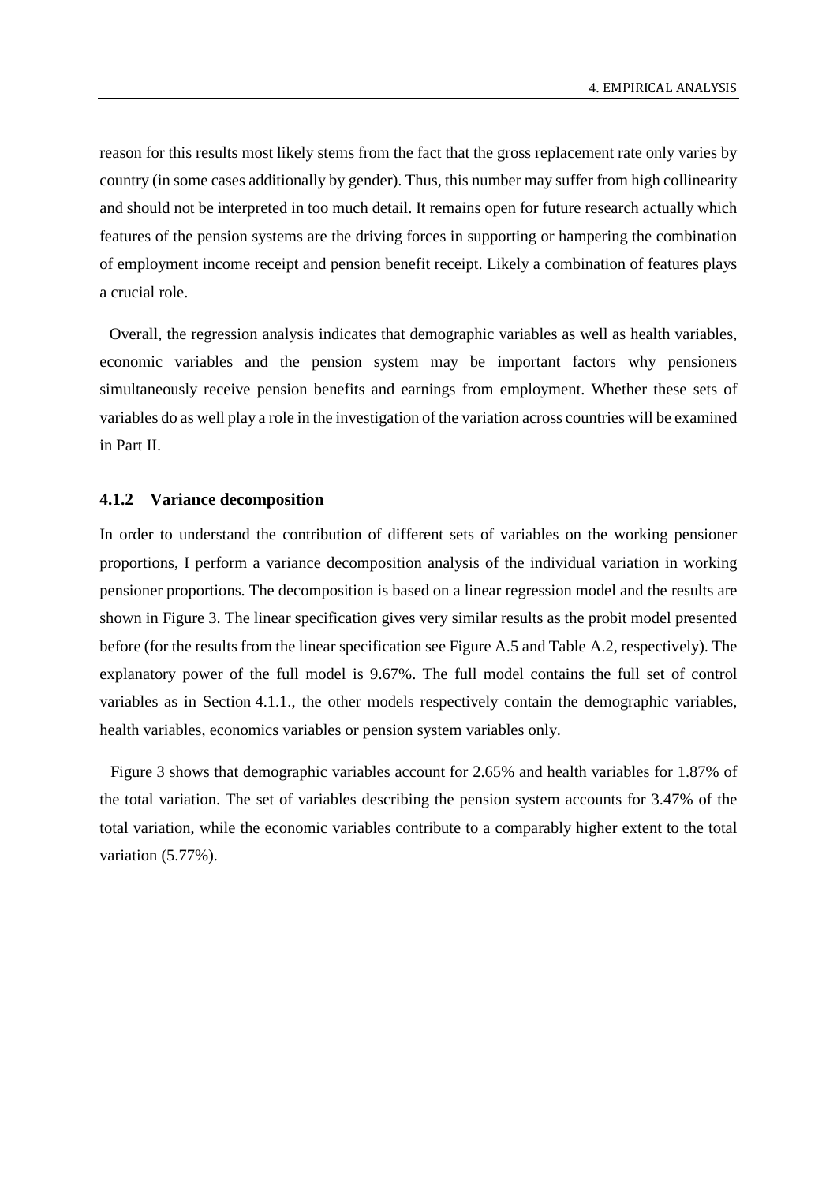reason for this results most likely stems from the fact that the gross replacement rate only varies by country (in some cases additionally by gender). Thus, this number may suffer from high collinearity and should not be interpreted in too much detail. It remains open for future research actually which features of the pension systems are the driving forces in supporting or hampering the combination of employment income receipt and pension benefit receipt. Likely a combination of features plays a crucial role.

Overall, the regression analysis indicates that demographic variables as well as health variables, economic variables and the pension system may be important factors why pensioners simultaneously receive pension benefits and earnings from employment. Whether these sets of variables do as well play a role in the investigation of the variation across countries will be examined in Part II.

### 4.1.2 Variance decomposition

In order to understand the contribution of different sets of variables on the working pensioner proportions, I perform a variance decomposition analysis of the individual variation in working pensioner proportions. The decomposition is based on a linear regression model and the results are shown in Figure 3. The linear specification gives very similar results as the probit model presented before (for the results from the linear specification see Figure A.5 and Table A.2, respectively). The explanatory power of the full model is 9.67%. The full model contains the full set of control variables as in Section 4.1.1., the other models respectively contain the demographic variables, health variables, economics variables or pension system variables only.

Figure 3 shows that demographic variables account for 2.65% and health variables for 1.87% of the total variation. The set of variables describing the pension system accounts for 3.47% of the total variation, while the economic variables contribute to a comparably higher extent to the total variation (5.77%).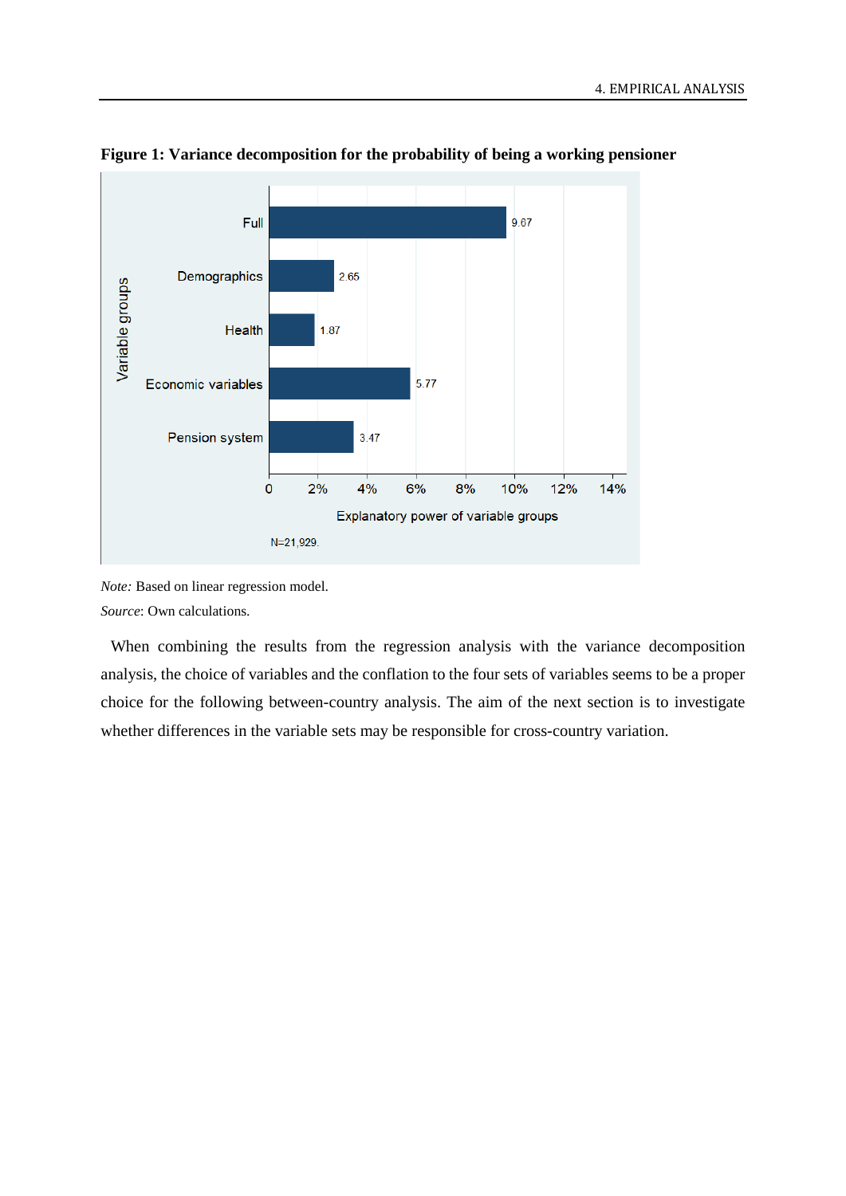**Figure 1: Variance decomposition for the probability of being a working pensioner**

| Variable groups | Explanatory power of variable groups |
|---|---|
| Full | 9.67 |
| Demographics | 2.65 |
| Health | 1.87 |
| Economic variables | 5.77 |
| Pension system | 3.47 |

N=21,929.

*Note:* Based on linear regression model.

*Source*: Own calculations.

When combining the results from the regression analysis with the variance decomposition analysis, the choice of variables and the conflation to the four sets of variables seems to be a proper choice for the following between-country analysis. The aim of the next section is to investigate whether differences in the variable sets may be responsible for cross-country variation.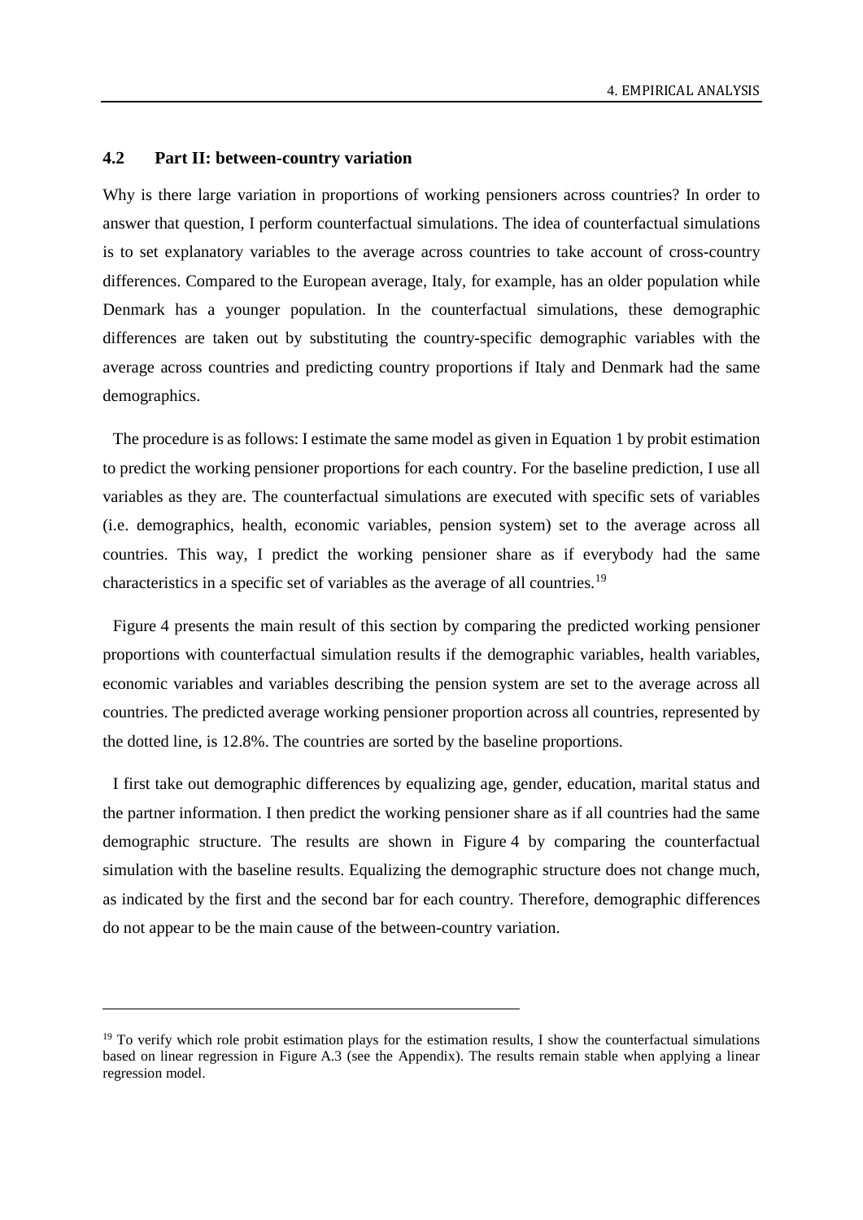### 4.2 Part II: between-country variation

Why is there large variation in proportions of working pensioners across countries? In order to answer that question, I perform counterfactual simulations. The idea of counterfactual simulations is to set explanatory variables to the average across countries to take account of cross-country differences. Compared to the European average, Italy, for example, has an older population while Denmark has a younger population. In the counterfactual simulations, these demographic differences are taken out by substituting the country-specific demographic variables with the average across countries and predicting country proportions if Italy and Denmark had the same demographics.

The procedure is as follows: I estimate the same model as given in Equation 1 by probit estimation to predict the working pensioner proportions for each country. For the baseline prediction, I use all variables as they are. The counterfactual simulations are executed with specific sets of variables (i.e. demographics, health, economic variables, pension system) set to the average across all countries. This way, I predict the working pensioner share as if everybody had the same characteristics in a specific set of variables as the average of all countries.[19]

Figure 4 presents the main result of this section by comparing the predicted working pensioner proportions with counterfactual simulation results if the demographic variables, health variables, economic variables and variables describing the pension system are set to the average across all countries. The predicted average working pensioner proportion across all countries, represented by the dotted line, is 12.8%. The countries are sorted by the baseline proportions.

I first take out demographic differences by equalizing age, gender, education, marital status and the partner information. I then predict the working pensioner share as if all countries had the same demographic structure. The results are shown in Figure 4 by comparing the counterfactual simulation with the baseline results. Equalizing the demographic structure does not change much, as indicated by the first and the second bar for each country. Therefore, demographic differences do not appear to be the main cause of the between-country variation.

---

[19] To verify which role probit estimation plays for the estimation results, I show the counterfactual simulations based on linear regression in Figure A.3 (see the Appendix). The results remain stable when applying a linear regression model.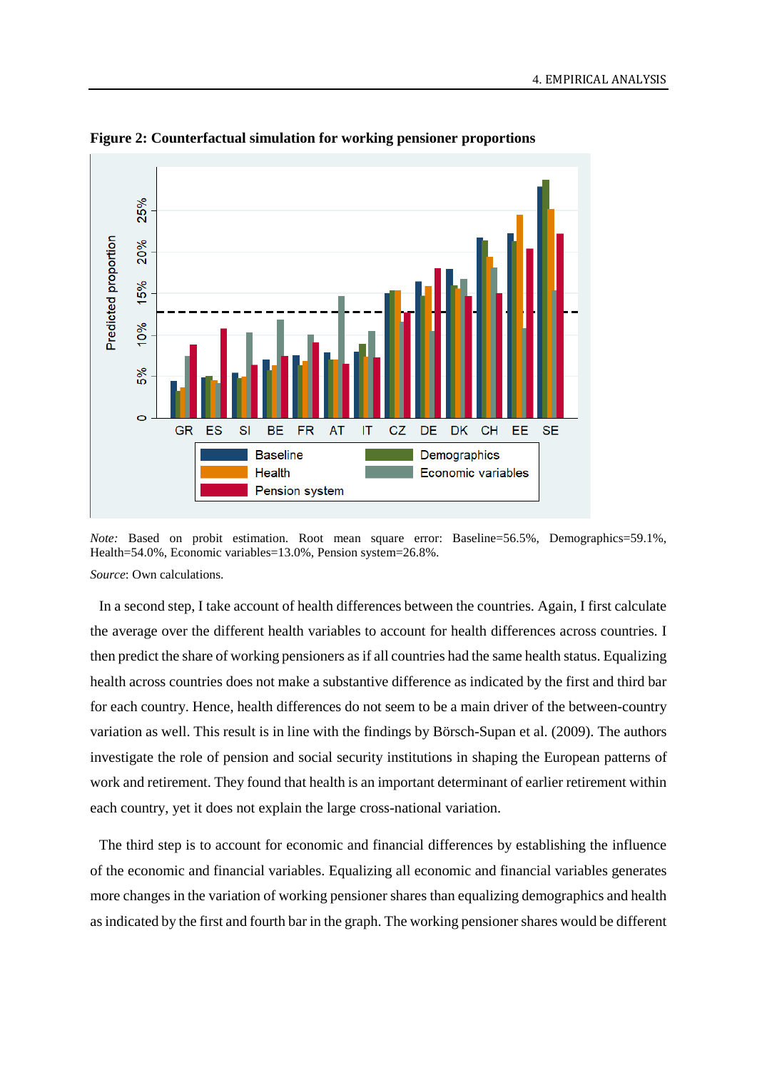**Figure 2: Counterfactual simulation for working pensioner proportions**

*Note:* Based on probit estimation. Root mean square error: Baseline=56.5%, Demographics=59.1%, Health=54.0%, Economic variables=13.0%, Pension system=26.8%.

*Source*: Own calculations.

In a second step, I take account of health differences between the countries. Again, I first calculate the average over the different health variables to account for health differences across countries. I then predict the share of working pensioners as if all countries had the same health status. Equalizing health across countries does not make a substantive difference as indicated by the first and third bar for each country. Hence, health differences do not seem to be a main driver of the between-country variation as well. This result is in line with the findings by Börsch-Supan et al. (2009). The authors investigate the role of pension and social security institutions in shaping the European patterns of work and retirement. They found that health is an important determinant of earlier retirement within each country, yet it does not explain the large cross-national variation.

The third step is to account for economic and financial differences by establishing the influence of the economic and financial variables. Equalizing all economic and financial variables generates more changes in the variation of working pensioner shares than equalizing demographics and health as indicated by the first and fourth bar in the graph. The working pensioner shares would be different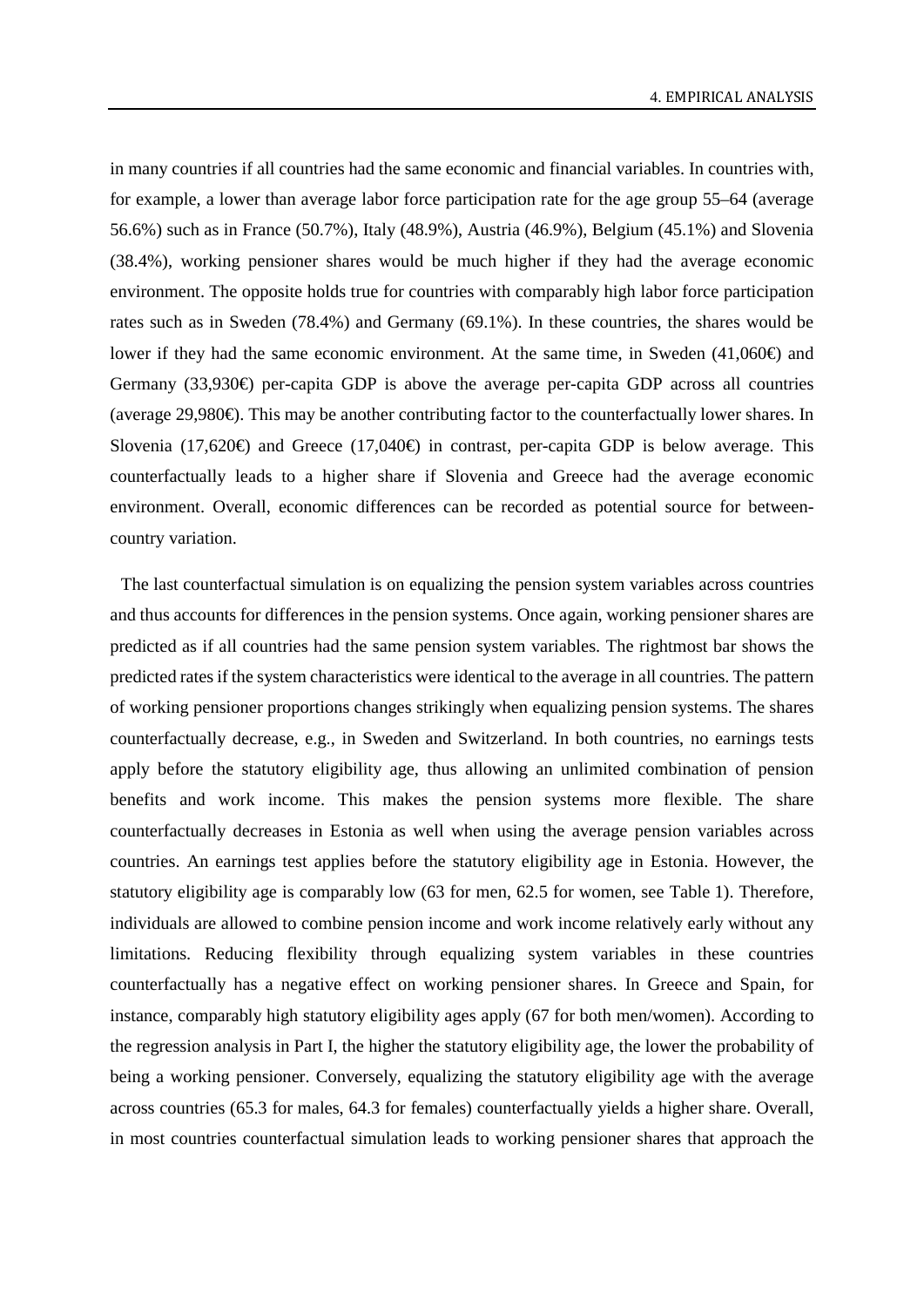in many countries if all countries had the same economic and financial variables. In countries with, for example, a lower than average labor force participation rate for the age group 55–64 (average 56.6%) such as in France (50.7%), Italy (48.9%), Austria (46.9%), Belgium (45.1%) and Slovenia (38.4%), working pensioner shares would be much higher if they had the average economic environment. The opposite holds true for countries with comparably high labor force participation rates such as in Sweden (78.4%) and Germany (69.1%). In these countries, the shares would be lower if they had the same economic environment. At the same time, in Sweden (41,060€) and Germany (33,930€) per-capita GDP is above the average per-capita GDP across all countries (average 29,980€). This may be another contributing factor to the counterfactually lower shares. In Slovenia (17,620€) and Greece (17,040€) in contrast, per-capita GDP is below average. This counterfactually leads to a higher share if Slovenia and Greece had the average economic environment. Overall, economic differences can be recorded as potential source for between-country variation.

The last counterfactual simulation is on equalizing the pension system variables across countries and thus accounts for differences in the pension systems. Once again, working pensioner shares are predicted as if all countries had the same pension system variables. The rightmost bar shows the predicted rates if the system characteristics were identical to the average in all countries. The pattern of working pensioner proportions changes strikingly when equalizing pension systems. The shares counterfactually decrease, e.g., in Sweden and Switzerland. In both countries, no earnings tests apply before the statutory eligibility age, thus allowing an unlimited combination of pension benefits and work income. This makes the pension systems more flexible. The share counterfactually decreases in Estonia as well when using the average pension variables across countries. An earnings test applies before the statutory eligibility age in Estonia. However, the statutory eligibility age is comparably low (63 for men, 62.5 for women, see Table 1). Therefore, individuals are allowed to combine pension income and work income relatively early without any limitations. Reducing flexibility through equalizing system variables in these countries counterfactually has a negative effect on working pensioner shares. In Greece and Spain, for instance, comparably high statutory eligibility ages apply (67 for both men/women). According to the regression analysis in Part I, the higher the statutory eligibility age, the lower the probability of being a working pensioner. Conversely, equalizing the statutory eligibility age with the average across countries (65.3 for males, 64.3 for females) counterfactually yields a higher share. Overall, in most countries counterfactual simulation leads to working pensioner shares that approach the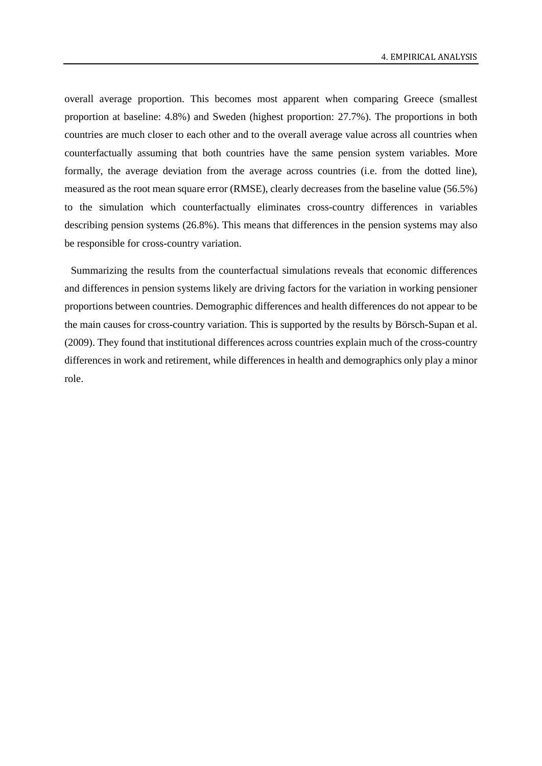overall average proportion. This becomes most apparent when comparing Greece (smallest proportion at baseline: 4.8%) and Sweden (highest proportion: 27.7%). The proportions in both countries are much closer to each other and to the overall average value across all countries when counterfactually assuming that both countries have the same pension system variables. More formally, the average deviation from the average across countries (i.e. from the dotted line), measured as the root mean square error (RMSE), clearly decreases from the baseline value (56.5%) to the simulation which counterfactually eliminates cross-country differences in variables describing pension systems (26.8%). This means that differences in the pension systems may also be responsible for cross-country variation.

Summarizing the results from the counterfactual simulations reveals that economic differences and differences in pension systems likely are driving factors for the variation in working pensioner proportions between countries. Demographic differences and health differences do not appear to be the main causes for cross-country variation. This is supported by the results by Börsch-Supan et al. (2009). They found that institutional differences across countries explain much of the cross-country differences in work and retirement, while differences in health and demographics only play a minor role.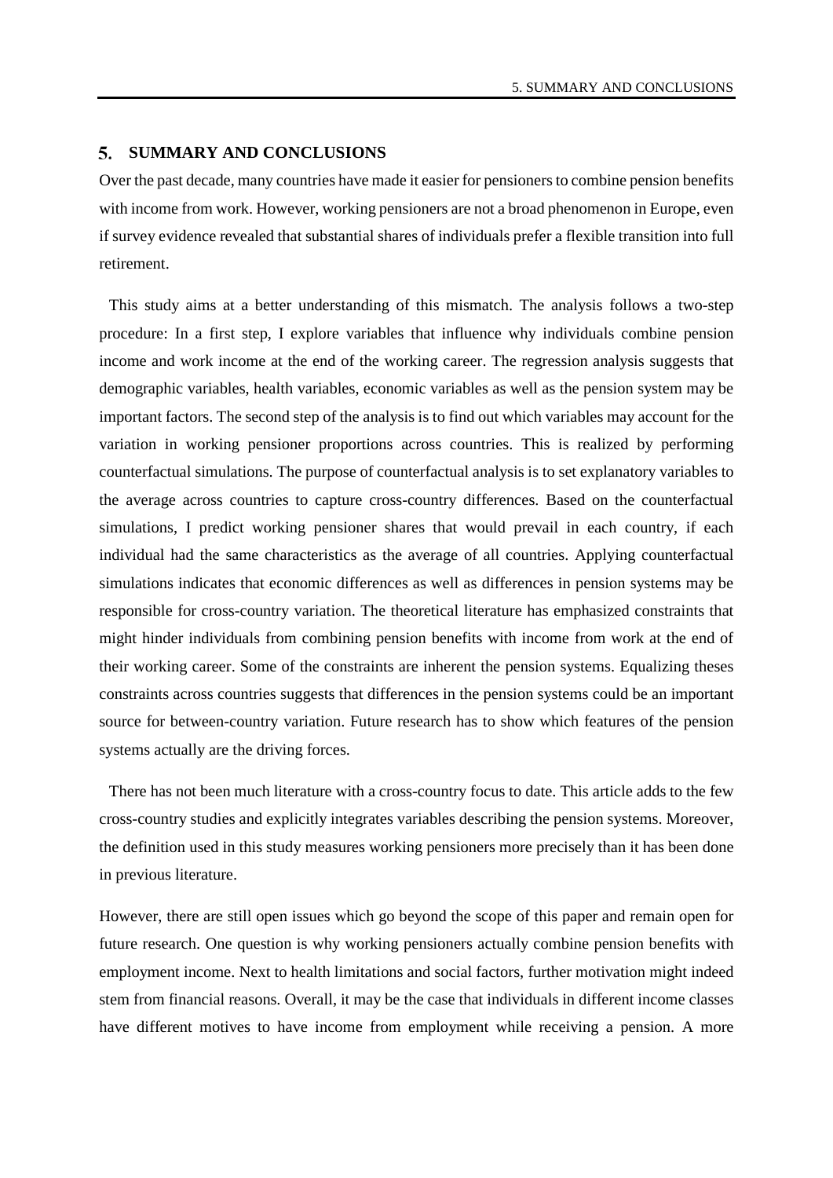# 5. SUMMARY AND CONCLUSIONS

Over the past decade, many countries have made it easier for pensioners to combine pension benefits with income from work. However, working pensioners are not a broad phenomenon in Europe, even if survey evidence revealed that substantial shares of individuals prefer a flexible transition into full retirement.

This study aims at a better understanding of this mismatch. The analysis follows a two-step procedure: In a first step, I explore variables that influence why individuals combine pension income and work income at the end of the working career. The regression analysis suggests that demographic variables, health variables, economic variables as well as the pension system may be important factors. The second step of the analysis is to find out which variables may account for the variation in working pensioner proportions across countries. This is realized by performing counterfactual simulations. The purpose of counterfactual analysis is to set explanatory variables to the average across countries to capture cross-country differences. Based on the counterfactual simulations, I predict working pensioner shares that would prevail in each country, if each individual had the same characteristics as the average of all countries. Applying counterfactual simulations indicates that economic differences as well as differences in pension systems may be responsible for cross-country variation. The theoretical literature has emphasized constraints that might hinder individuals from combining pension benefits with income from work at the end of their working career. Some of the constraints are inherent the pension systems. Equalizing theses constraints across countries suggests that differences in the pension systems could be an important source for between-country variation. Future research has to show which features of the pension systems actually are the driving forces.

There has not been much literature with a cross-country focus to date. This article adds to the few cross-country studies and explicitly integrates variables describing the pension systems. Moreover, the definition used in this study measures working pensioners more precisely than it has been done in previous literature.

However, there are still open issues which go beyond the scope of this paper and remain open for future research. One question is why working pensioners actually combine pension benefits with employment income. Next to health limitations and social factors, further motivation might indeed stem from financial reasons. Overall, it may be the case that individuals in different income classes have different motives to have income from employment while receiving a pension. A more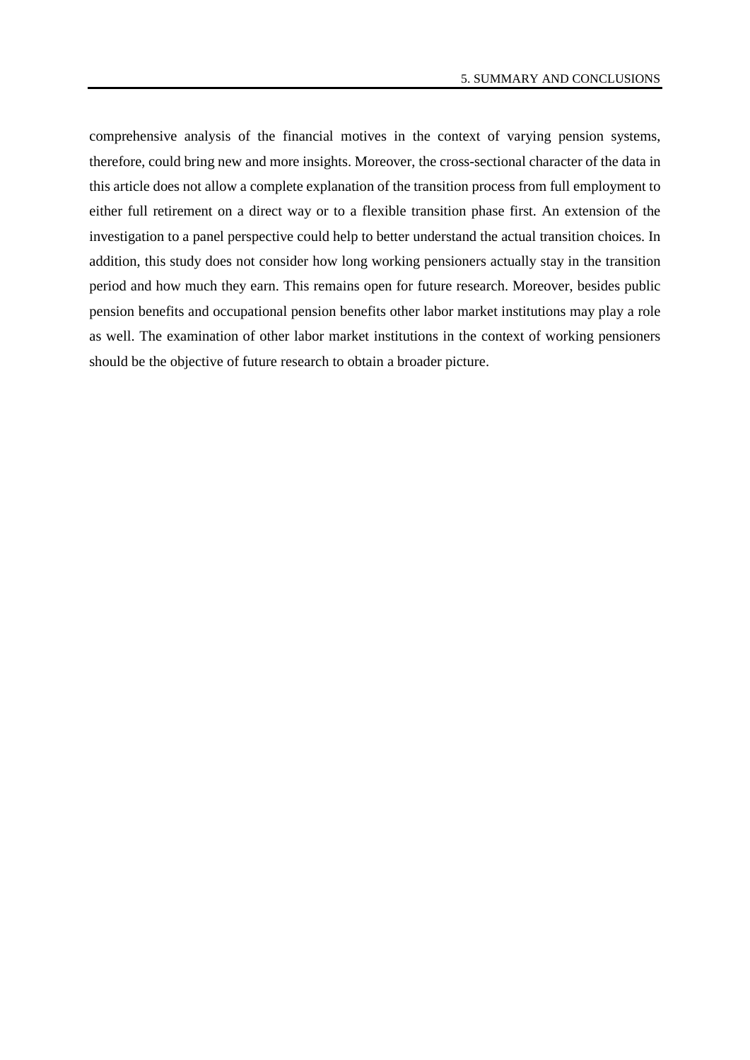comprehensive analysis of the financial motives in the context of varying pension systems, therefore, could bring new and more insights. Moreover, the cross-sectional character of the data in this article does not allow a complete explanation of the transition process from full employment to either full retirement on a direct way or to a flexible transition phase first. An extension of the investigation to a panel perspective could help to better understand the actual transition choices. In addition, this study does not consider how long working pensioners actually stay in the transition period and how much they earn. This remains open for future research. Moreover, besides public pension benefits and occupational pension benefits other labor market institutions may play a role as well. The examination of other labor market institutions in the context of working pensioners should be the objective of future research to obtain a broader picture.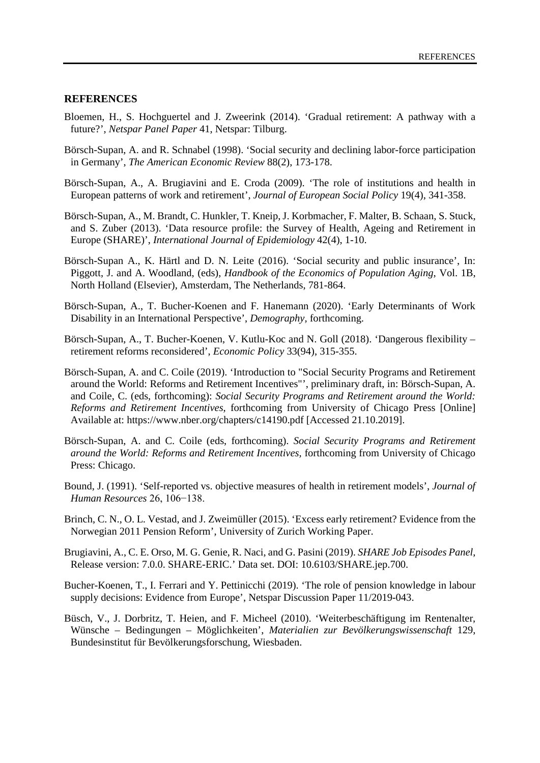## REFERENCES

Bloemen, H., S. Hochguertel and J. Zweerink (2014). 'Gradual retirement: A pathway with a future?', *Netspar Panel Paper* 41, Netspar: Tilburg.

Börsch-Supan, A. and R. Schnabel (1998). 'Social security and declining labor-force participation in Germany', *The American Economic Review* 88(2), 173-178.

Börsch-Supan, A., A. Brugiavini and E. Croda (2009). 'The role of institutions and health in European patterns of work and retirement', *Journal of European Social Policy* 19(4), 341-358.

Börsch-Supan, A., M. Brandt, C. Hunkler, T. Kneip, J. Korbmacher, F. Malter, B. Schaan, S. Stuck, and S. Zuber (2013). 'Data resource profile: the Survey of Health, Ageing and Retirement in Europe (SHARE)', *International Journal of Epidemiology* 42(4), 1-10.

Börsch-Supan A., K. Härtl and D. N. Leite (2016). 'Social security and public insurance', In: Piggott, J. and A. Woodland, (eds), *Handbook of the Economics of Population Aging*, Vol. 1B, North Holland (Elsevier), Amsterdam, The Netherlands, 781-864.

Börsch-Supan, A., T. Bucher-Koenen and F. Hanemann (2020). 'Early Determinants of Work Disability in an International Perspective', *Demography*, forthcoming.

Börsch-Supan, A., T. Bucher-Koenen, V. Kutlu-Koc and N. Goll (2018). 'Dangerous flexibility – retirement reforms reconsidered', *Economic Policy* 33(94), 315-355.

Börsch-Supan, A. and C. Coile (2019). 'Introduction to "Social Security Programs and Retirement around the World: Reforms and Retirement Incentives"', preliminary draft, in: Börsch-Supan, A. and Coile, C. (eds, forthcoming): *Social Security Programs and Retirement around the World: Reforms and Retirement Incentives*, forthcoming from University of Chicago Press [Online] Available at: https://www.nber.org/chapters/c14190.pdf [Accessed 21.10.2019].

Börsch-Supan, A. and C. Coile (eds, forthcoming). *Social Security Programs and Retirement around the World: Reforms and Retirement Incentives*, forthcoming from University of Chicago Press: Chicago.

Bound, J. (1991). 'Self-reported vs. objective measures of health in retirement models', *Journal of Human Resources* 26, 106−138.

Brinch, C. N., O. L. Vestad, and J. Zweimüller (2015). 'Excess early retirement? Evidence from the Norwegian 2011 Pension Reform', University of Zurich Working Paper.

Brugiavini, A., C. E. Orso, M. G. Genie, R. Naci, and G. Pasini (2019). *SHARE Job Episodes Panel*, Release version: 7.0.0. SHARE-ERIC.' Data set. DOI: 10.6103/SHARE.jep.700.

Bucher-Koenen, T., I. Ferrari and Y. Pettinicchi (2019). 'The role of pension knowledge in labour supply decisions: Evidence from Europe', Netspar Discussion Paper 11/2019-043.

Büsch, V., J. Dorbritz, T. Heien, and F. Micheel (2010). 'Weiterbeschäftigung im Rentenalter, Wünsche – Bedingungen – Möglichkeiten', *Materialien zur Bevölkerungswissenschaft* 129, Bundesinstitut für Bevölkerungsforschung, Wiesbaden.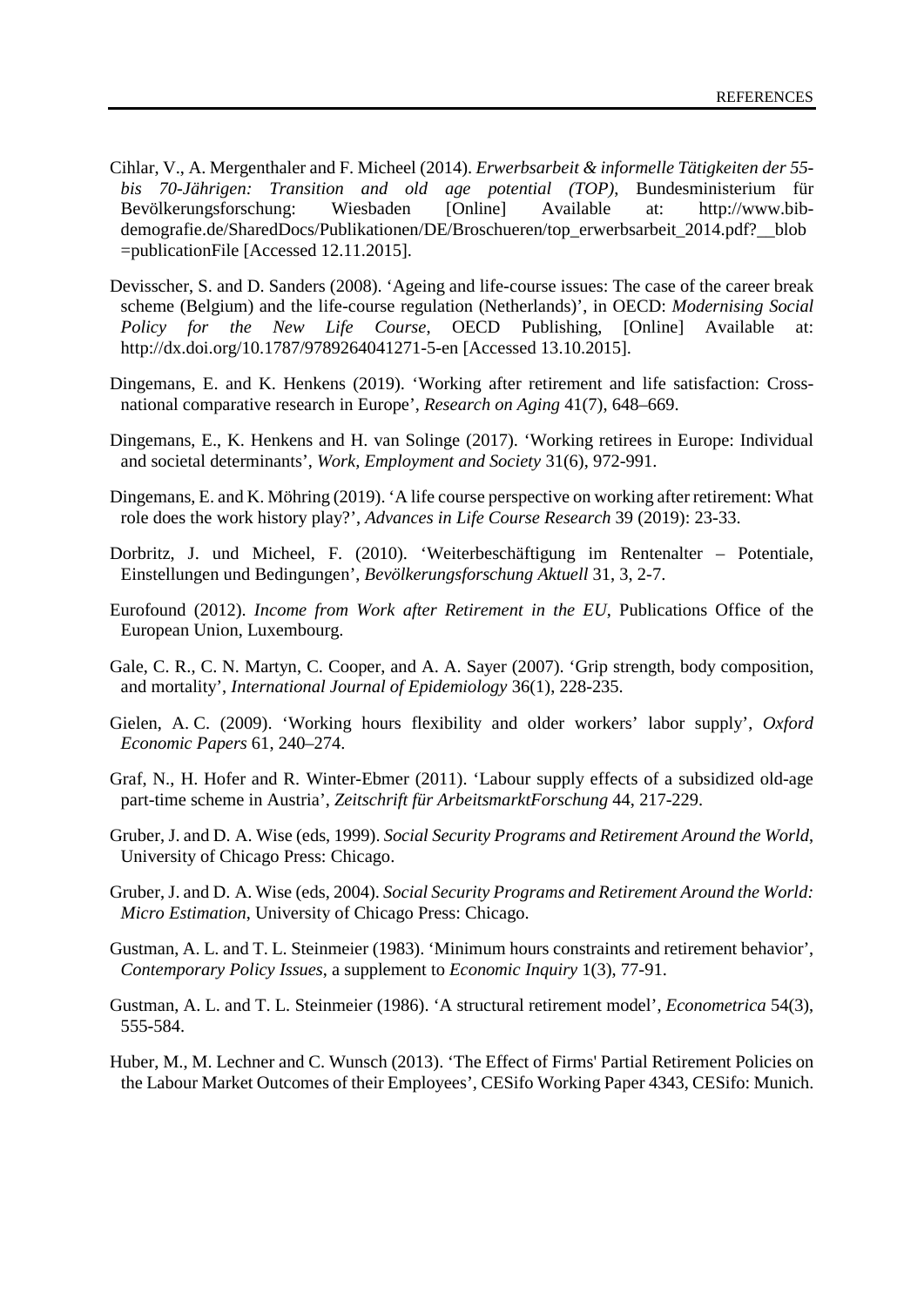Cihlar, V., A. Mergenthaler and F. Micheel (2014). *Erwerbsarbeit & informelle Tätigkeiten der 55- bis 70-Jährigen: Transition and old age potential (TOP)*, Bundesministerium für Bevölkerungsforschung: Wiesbaden [Online] Available at: http://www.bib-demografie.de/SharedDocs/Publikationen/DE/Broschueren/top_erwerbsarbeit_2014.pdf?__blob=publicationFile [Accessed 12.11.2015].

Devisscher, S. and D. Sanders (2008). 'Ageing and life-course issues: The case of the career break scheme (Belgium) and the life-course regulation (Netherlands)', in OECD: *Modernising Social Policy for the New Life Course*, OECD Publishing, [Online] Available at: http://dx.doi.org/10.1787/9789264041271-5-en [Accessed 13.10.2015].

Dingemans, E. and K. Henkens (2019). 'Working after retirement and life satisfaction: Cross-national comparative research in Europe', *Research on Aging* 41(7), 648–669.

Dingemans, E., K. Henkens and H. van Solinge (2017). 'Working retirees in Europe: Individual and societal determinants', *Work, Employment and Society* 31(6), 972-991.

Dingemans, E. and K. Möhring (2019). 'A life course perspective on working after retirement: What role does the work history play?', *Advances in Life Course Research* 39 (2019): 23-33.

Dorbritz, J. und Micheel, F. (2010). 'Weiterbeschäftigung im Rentenalter – Potentiale, Einstellungen und Bedingungen', *Bevölkerungsforschung Aktuell* 31, 3, 2-7.

Eurofound (2012). *Income from Work after Retirement in the EU*, Publications Office of the European Union, Luxembourg.

Gale, C. R., C. N. Martyn, C. Cooper, and A. A. Sayer (2007). 'Grip strength, body composition, and mortality', *International Journal of Epidemiology* 36(1), 228-235.

Gielen, A. C. (2009). 'Working hours flexibility and older workers' labor supply', *Oxford Economic Papers* 61, 240–274.

Graf, N., H. Hofer and R. Winter-Ebmer (2011). 'Labour supply effects of a subsidized old-age part-time scheme in Austria', *Zeitschrift für ArbeitsmarktForschung* 44, 217-229.

Gruber, J. and D. A. Wise (eds, 1999). *Social Security Programs and Retirement Around the World*, University of Chicago Press: Chicago.

Gruber, J. and D. A. Wise (eds, 2004). *Social Security Programs and Retirement Around the World: Micro Estimation*, University of Chicago Press: Chicago.

Gustman, A. L. and T. L. Steinmeier (1983). 'Minimum hours constraints and retirement behavior', *Contemporary Policy Issues*, a supplement to *Economic Inquiry* 1(3), 77-91.

Gustman, A. L. and T. L. Steinmeier (1986). 'A structural retirement model', *Econometrica* 54(3), 555-584.

Huber, M., M. Lechner and C. Wunsch (2013). 'The Effect of Firms' Partial Retirement Policies on the Labour Market Outcomes of their Employees', CESifo Working Paper 4343, CESifo: Munich.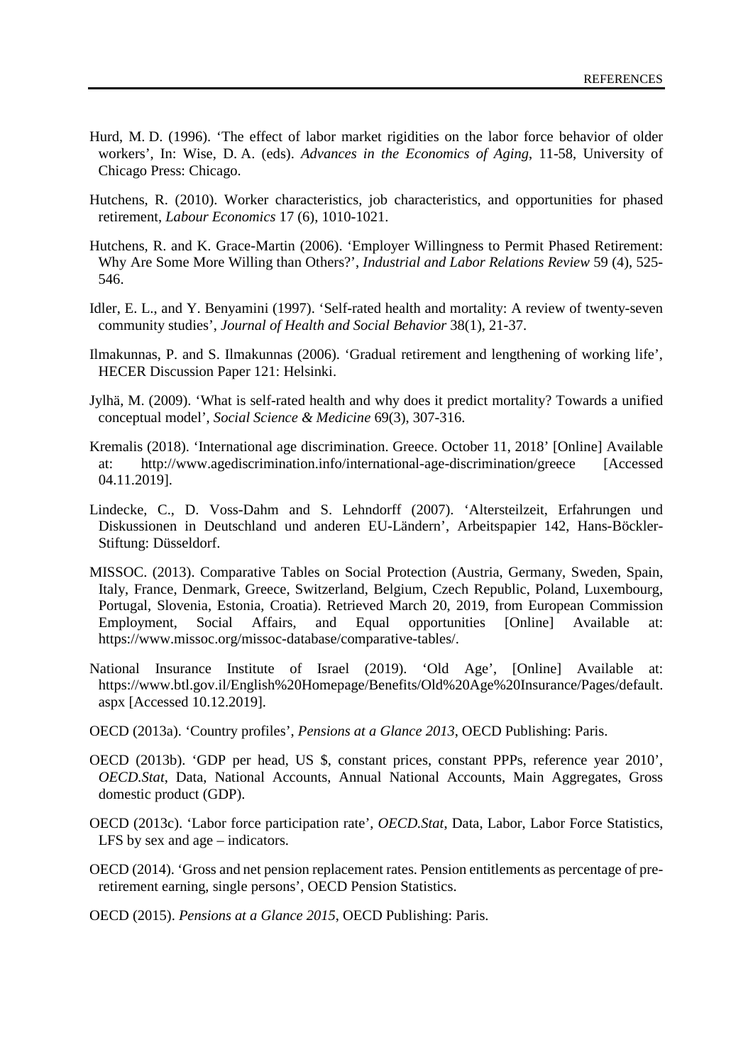Hurd, M. D. (1996). 'The effect of labor market rigidities on the labor force behavior of older workers', In: Wise, D. A. (eds). *Advances in the Economics of Aging*, 11-58, University of Chicago Press: Chicago.

Hutchens, R. (2010). Worker characteristics, job characteristics, and opportunities for phased retirement, *Labour Economics* 17 (6), 1010-1021.

Hutchens, R. and K. Grace-Martin (2006). 'Employer Willingness to Permit Phased Retirement: Why Are Some More Willing than Others?', *Industrial and Labor Relations Review* 59 (4), 525-546.

Idler, E. L., and Y. Benyamini (1997). 'Self-rated health and mortality: A review of twenty-seven community studies', *Journal of Health and Social Behavior* 38(1), 21-37.

Ilmakunnas, P. and S. Ilmakunnas (2006). 'Gradual retirement and lengthening of working life', HECER Discussion Paper 121: Helsinki.

Jylhä, M. (2009). 'What is self-rated health and why does it predict mortality? Towards a unified conceptual model', *Social Science & Medicine* 69(3), 307-316.

Kremalis (2018). 'International age discrimination. Greece. October 11, 2018' [Online] Available at: http://www.agediscrimination.info/international-age-discrimination/greece [Accessed 04.11.2019].

Lindecke, C., D. Voss-Dahm and S. Lehndorff (2007). 'Altersteilzeit, Erfahrungen und Diskussionen in Deutschland und anderen EU-Ländern', Arbeitspapier 142, Hans-Böckler-Stiftung: Düsseldorf.

MISSOC. (2013). Comparative Tables on Social Protection (Austria, Germany, Sweden, Spain, Italy, France, Denmark, Greece, Switzerland, Belgium, Czech Republic, Poland, Luxembourg, Portugal, Slovenia, Estonia, Croatia). Retrieved March 20, 2019, from European Commission Employment, Social Affairs, and Equal opportunities [Online] Available at: https://www.missoc.org/missoc-database/comparative-tables/.

National Insurance Institute of Israel (2019). 'Old Age', [Online] Available at: https://www.btl.gov.il/English%20Homepage/Benefits/Old%20Age%20Insurance/Pages/default.aspx [Accessed 10.12.2019].

OECD (2013a). 'Country profiles', *Pensions at a Glance 2013*, OECD Publishing: Paris.

OECD (2013b). 'GDP per head, US $, constant prices, constant PPPs, reference year 2010', *OECD.Stat*, Data, National Accounts, Annual National Accounts, Main Aggregates, Gross domestic product (GDP).

OECD (2013c). 'Labor force participation rate', *OECD.Stat*, Data, Labor, Labor Force Statistics, LFS by sex and age – indicators.

OECD (2014). 'Gross and net pension replacement rates. Pension entitlements as percentage of pre-retirement earning, single persons', OECD Pension Statistics.

OECD (2015). *Pensions at a Glance 2015*, OECD Publishing: Paris.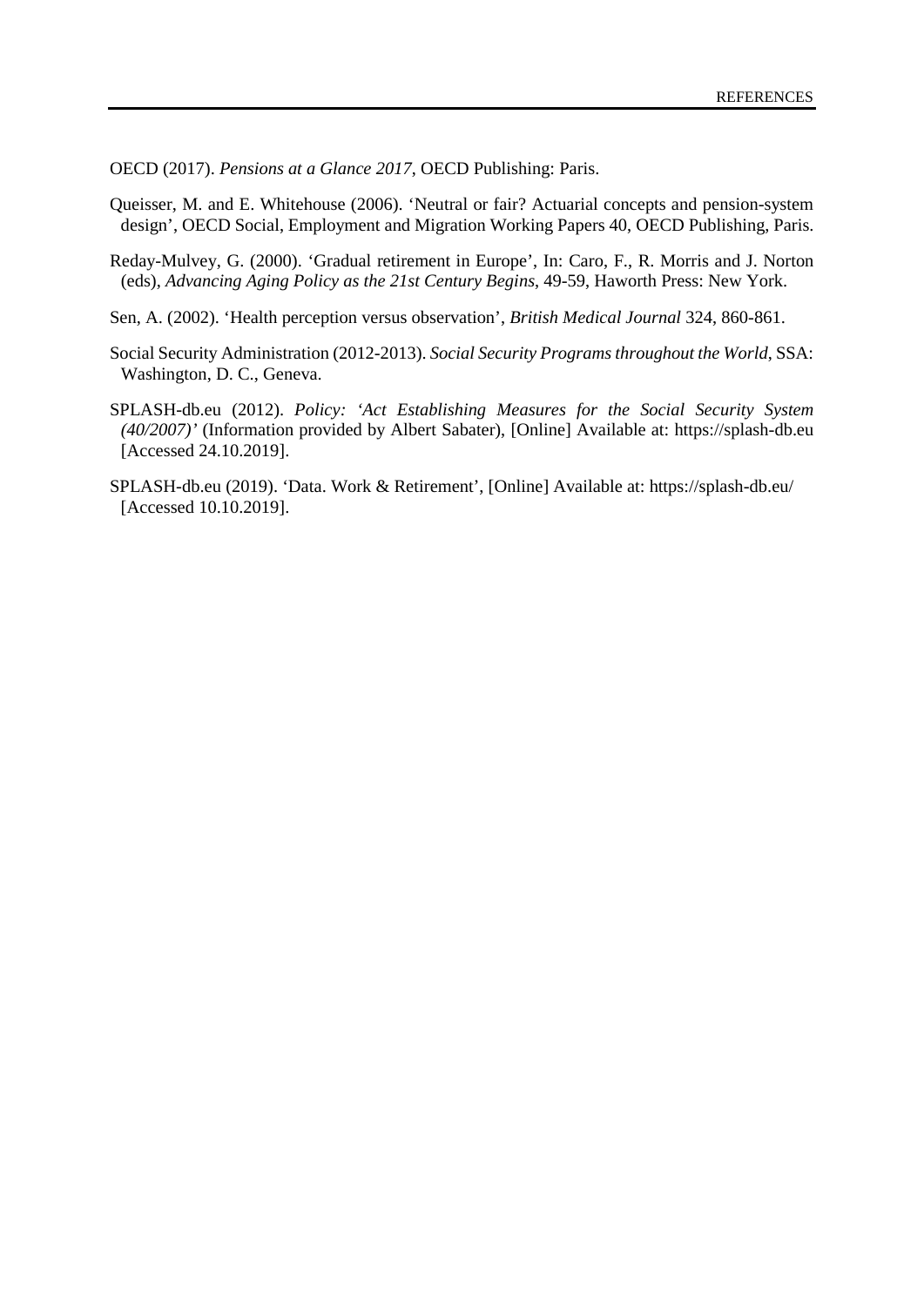OECD (2017). *Pensions at a Glance 2017*, OECD Publishing: Paris.

Queisser, M. and E. Whitehouse (2006). 'Neutral or fair? Actuarial concepts and pension-system design', OECD Social, Employment and Migration Working Papers 40, OECD Publishing, Paris.

Reday-Mulvey, G. (2000). 'Gradual retirement in Europe', In: Caro, F., R. Morris and J. Norton (eds), *Advancing Aging Policy as the 21st Century Begins*, 49-59, Haworth Press: New York.

Sen, A. (2002). 'Health perception versus observation', *British Medical Journal* 324, 860-861.

Social Security Administration (2012-2013). *Social Security Programs throughout the World*, SSA: Washington, D. C., Geneva.

SPLASH-db.eu (2012). *Policy: 'Act Establishing Measures for the Social Security System (40/2007)'* (Information provided by Albert Sabater), [Online] Available at: https://splash-db.eu [Accessed 24.10.2019].

SPLASH-db.eu (2019). 'Data. Work & Retirement', [Online] Available at: https://splash-db.eu/ [Accessed 10.10.2019].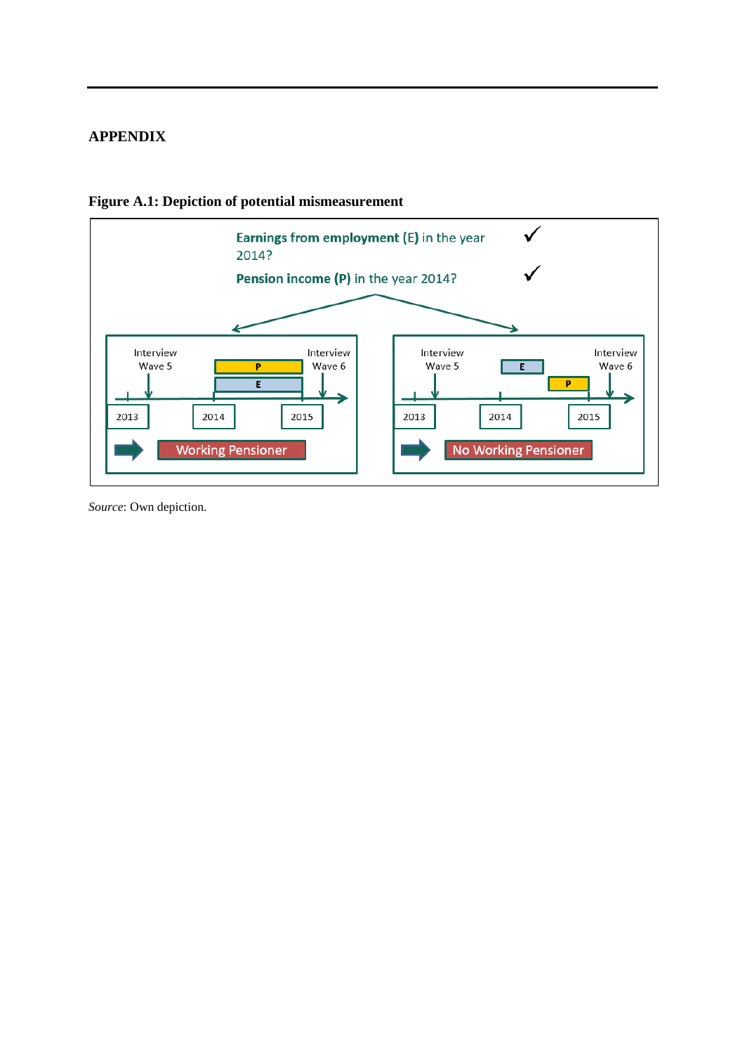## APPENDIX

**Figure A.1: Depiction of potential mismeasurement**

**Earnings from employment (E)** in the year 2014? ✓

**Pension income (P)** in the year 2014? ✓

| Interview Wave 5 | P / E (overlapping during 2014) | Interview Wave 6 |
|---|---|---|
| 2013 | 2014 | 2015 |

➡ Working Pensioner

| Interview Wave 5 | E (early 2014), then P (late 2014) | Interview Wave 6 |
|---|---|---|
| 2013 | 2014 | 2015 |

➡ No Working Pensioner

*Source*: Own depiction.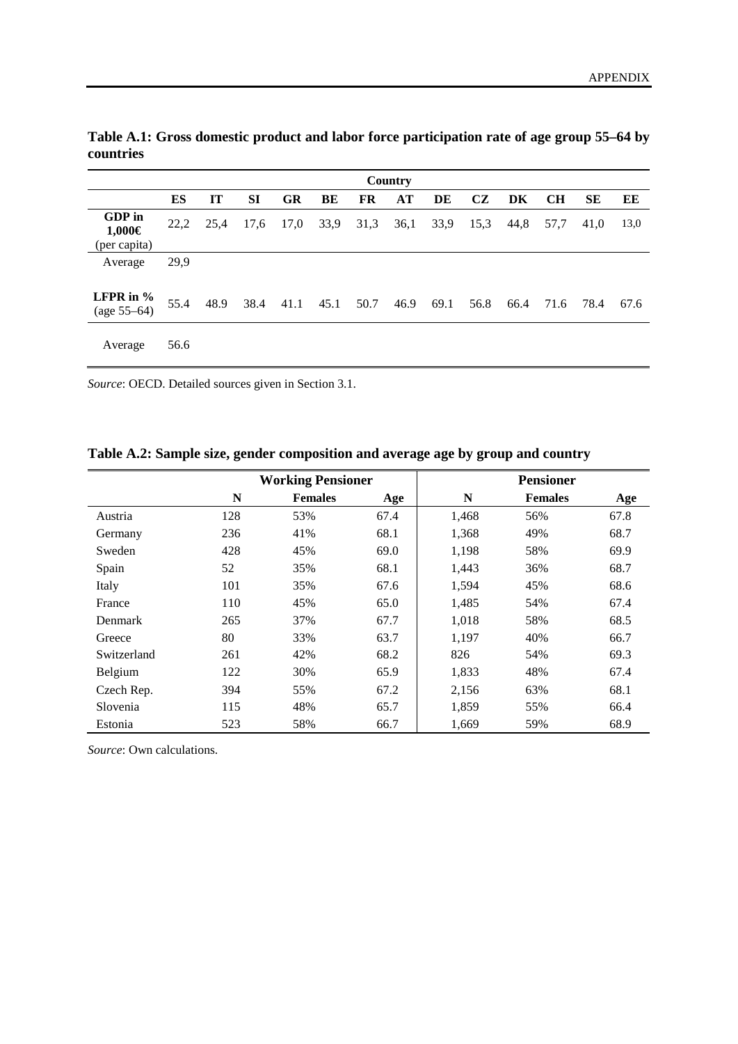**Table A.1: Gross domestic product and labor force participation rate of age group 55–64 by countries**

| | Country | | | | | | | | | | | | |
|---|---|---|---|---|---|---|---|---|---|---|---|---|---|
| | **ES** | **IT** | **SI** | **GR** | **BE** | **FR** | **AT** | **DE** | **CZ** | **DK** | **CH** | **SE** | **EE** |
| **GDP in 1,000€** (per capita) | 22,2 | 25,4 | 17,6 | 17,0 | 33,9 | 31,3 | 36,1 | 33,9 | 15,3 | 44,8 | 57,7 | 41,0 | 13,0 |
| Average | 29,9 | | | | | | | | | | | | |
| **LFPR in %** (age 55–64) | 55.4 | 48.9 | 38.4 | 41.1 | 45.1 | 50.7 | 46.9 | 69.1 | 56.8 | 66.4 | 71.6 | 78.4 | 67.6 |
| Average | 56.6 | | | | | | | | | | | | |

*Source*: OECD. Detailed sources given in Section 3.1.

**Table A.2: Sample size, gender composition and average age by group and country**

| | Working Pensioner | | | Pensioner | | |
|---|---|---|---|---|---|---|
| | **N** | **Females** | **Age** | **N** | **Females** | **Age** |
| Austria | 128 | 53% | 67.4 | 1,468 | 56% | 67.8 |
| Germany | 236 | 41% | 68.1 | 1,368 | 49% | 68.7 |
| Sweden | 428 | 45% | 69.0 | 1,198 | 58% | 69.9 |
| Spain | 52 | 35% | 68.1 | 1,443 | 36% | 68.7 |
| Italy | 101 | 35% | 67.6 | 1,594 | 45% | 68.6 |
| France | 110 | 45% | 65.0 | 1,485 | 54% | 67.4 |
| Denmark | 265 | 37% | 67.7 | 1,018 | 58% | 68.5 |
| Greece | 80 | 33% | 63.7 | 1,197 | 40% | 66.7 |
| Switzerland | 261 | 42% | 68.2 | 826 | 54% | 69.3 |
| Belgium | 122 | 30% | 65.9 | 1,833 | 48% | 67.4 |
| Czech Rep. | 394 | 55% | 67.2 | 2,156 | 63% | 68.1 |
| Slovenia | 115 | 48% | 65.7 | 1,859 | 55% | 66.4 |
| Estonia | 523 | 58% | 66.7 | 1,669 | 59% | 68.9 |

*Source*: Own calculations.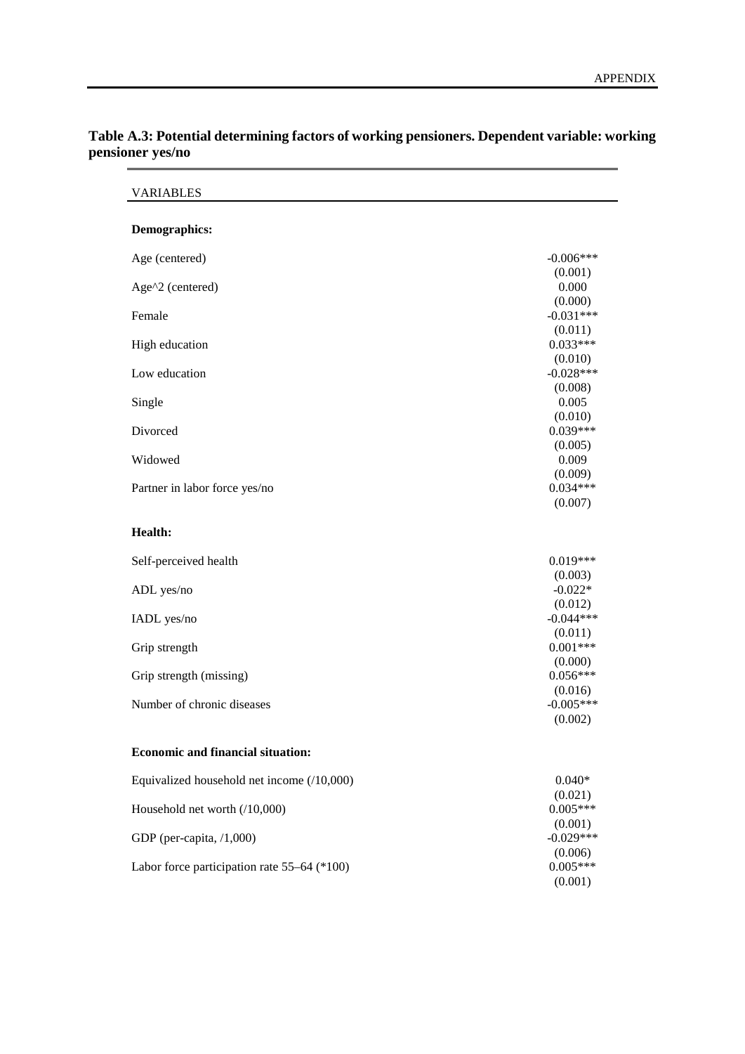**Table A.3: Potential determining factors of working pensioners. Dependent variable: working pensioner yes/no**

| VARIABLES | |
|---|---|
| **Demographics:** | |
| Age (centered) | -0.006*** |
| | (0.001) |
| Age^2 (centered) | 0.000 |
| | (0.000) |
| Female | -0.031*** |
| | (0.011) |
| High education | 0.033*** |
| | (0.010) |
| Low education | -0.028*** |
| | (0.008) |
| Single | 0.005 |
| | (0.010) |
| Divorced | 0.039*** |
| | (0.005) |
| Widowed | 0.009 |
| | (0.009) |
| Partner in labor force yes/no | 0.034*** |
| | (0.007) |
| **Health:** | |
| Self-perceived health | 0.019*** |
| | (0.003) |
| ADL yes/no | -0.022* |
| | (0.012) |
| IADL yes/no | -0.044*** |
| | (0.011) |
| Grip strength | 0.001*** |
| | (0.000) |
| Grip strength (missing) | 0.056*** |
| | (0.016) |
| Number of chronic diseases | -0.005*** |
| | (0.002) |
| **Economic and financial situation:** | |
| Equivalized household net income (/10,000) | 0.040* |
| | (0.021) |
| Household net worth (/10,000) | 0.005*** |
| | (0.001) |
| GDP (per-capita, /1,000) | -0.029*** |
| | (0.006) |
| Labor force participation rate 55–64 (*100) | 0.005*** |
| | (0.001) |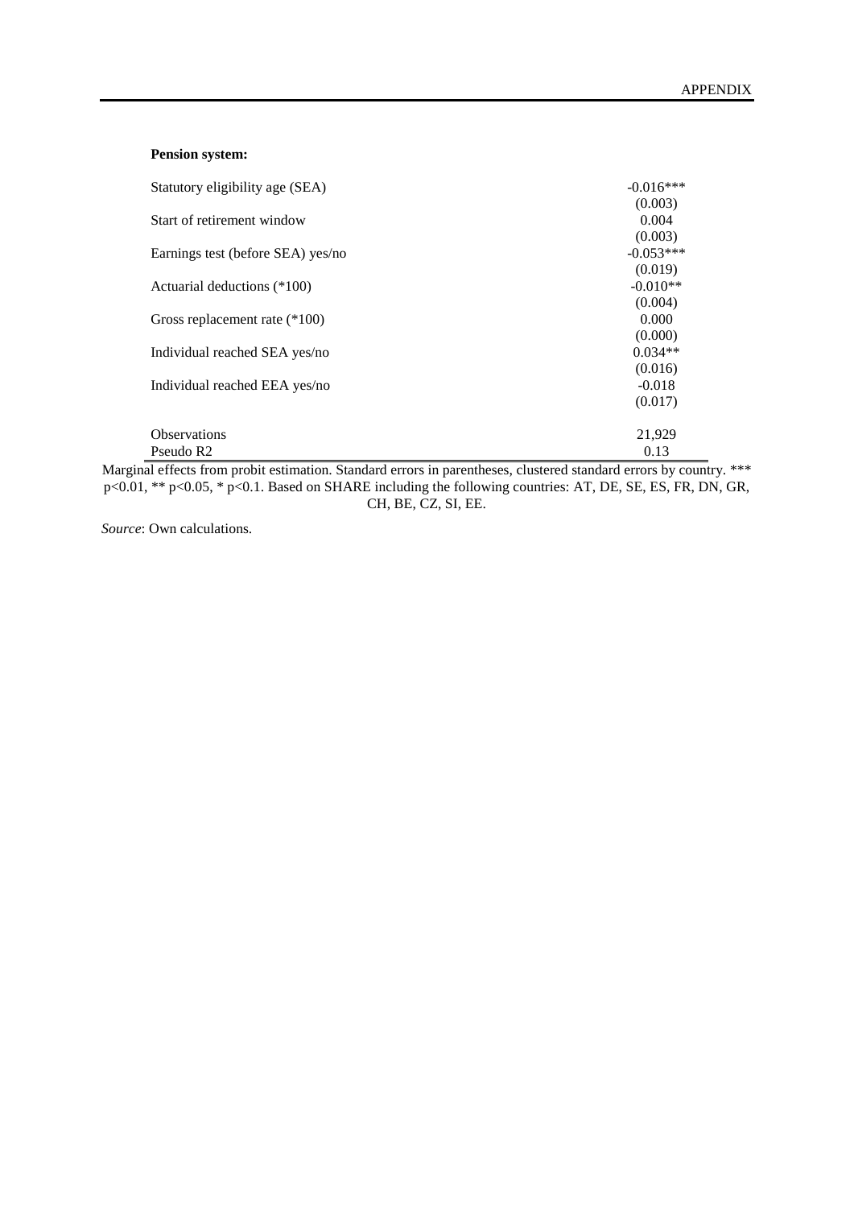**Pension system:**

| | |
|---|---|
| Statutory eligibility age (SEA) | -0.016*** |
| | (0.003) |
| Start of retirement window | 0.004 |
| | (0.003) |
| Earnings test (before SEA) yes/no | -0.053*** |
| | (0.019) |
| Actuarial deductions (*100) | -0.010** |
| | (0.004) |
| Gross replacement rate (*100) | 0.000 |
| | (0.000) |
| Individual reached SEA yes/no | 0.034** |
| | (0.016) |
| Individual reached EEA yes/no | -0.018 |
| | (0.017) |
| | |
| Observations | 21,929 |
| Pseudo R2 | 0.13 |

Marginal effects from probit estimation. Standard errors in parentheses, clustered standard errors by country. *** $p<0.01$, ** $p<0.05$, * $p<0.1$. Based on SHARE including the following countries: AT, DE, SE, ES, FR, DN, GR, CH, BE, CZ, SI, EE.

*Source*: Own calculations.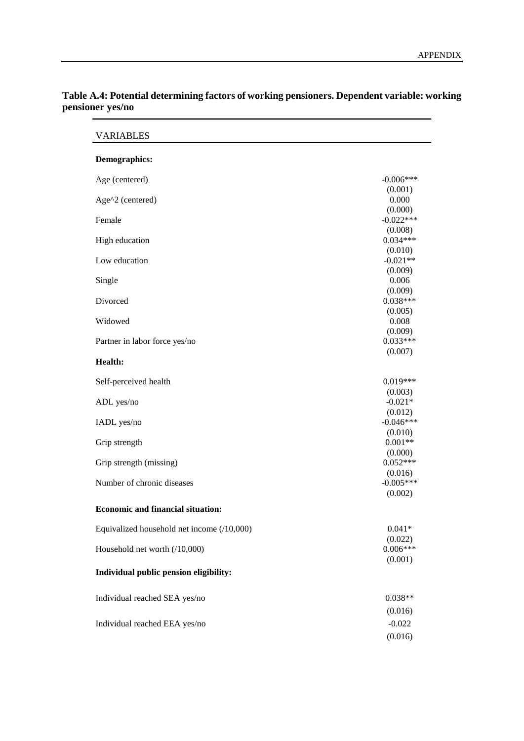**Table A.4: Potential determining factors of working pensioners. Dependent variable: working pensioner yes/no**

| VARIABLES | |
|---|---|
| **Demographics:** | |
| Age (centered) | -0.006*** |
| | (0.001) |
| Age^2 (centered) | 0.000 |
| | (0.000) |
| Female | -0.022*** |
| | (0.008) |
| High education | 0.034*** |
| | (0.010) |
| Low education | -0.021** |
| | (0.009) |
| Single | 0.006 |
| | (0.009) |
| Divorced | 0.038*** |
| | (0.005) |
| Widowed | 0.008 |
| | (0.009) |
| Partner in labor force yes/no | 0.033*** |
| | (0.007) |
| **Health:** | |
| Self-perceived health | 0.019*** |
| | (0.003) |
| ADL yes/no | -0.021* |
| | (0.012) |
| IADL yes/no | -0.046*** |
| | (0.010) |
| Grip strength | 0.001** |
| | (0.000) |
| Grip strength (missing) | 0.052*** |
| | (0.016) |
| Number of chronic diseases | -0.005*** |
| | (0.002) |
| **Economic and financial situation:** | |
| Equivalized household net income (/10,000) | 0.041* |
| | (0.022) |
| Household net worth (/10,000) | 0.006*** |
| | (0.001) |
| **Individual public pension eligibility:** | |
| Individual reached SEA yes/no | 0.038** |
| | (0.016) |
| Individual reached EEA yes/no | -0.022 |
| | (0.016) |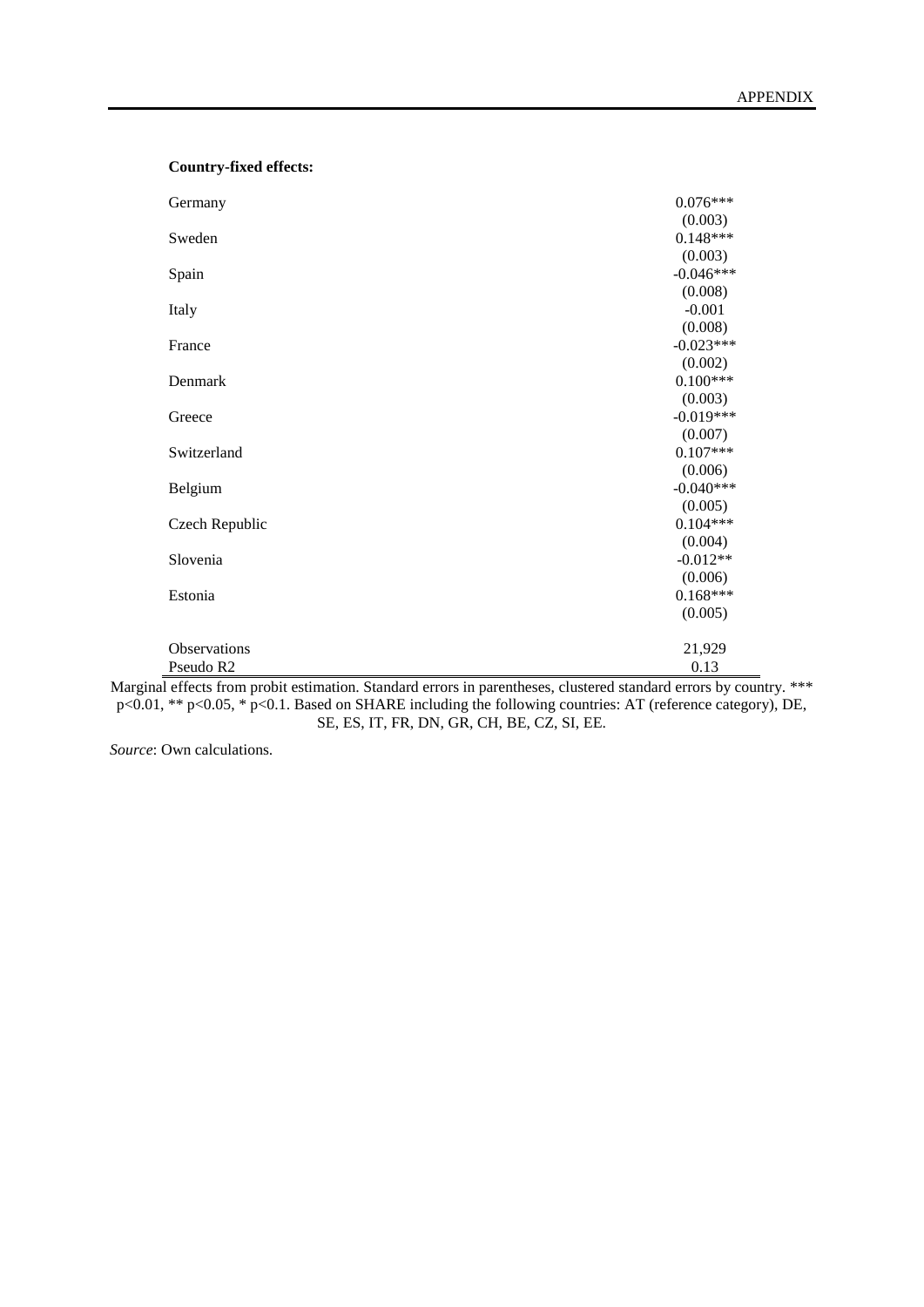**Country-fixed effects:**

| | |
|---|---|
| Germany | 0.076*** |
| | (0.003) |
| Sweden | 0.148*** |
| | (0.003) |
| Spain | -0.046*** |
| | (0.008) |
| Italy | -0.001 |
| | (0.008) |
| France | -0.023*** |
| | (0.002) |
| Denmark | 0.100*** |
| | (0.003) |
| Greece | -0.019*** |
| | (0.007) |
| Switzerland | 0.107*** |
| | (0.006) |
| Belgium | -0.040*** |
| | (0.005) |
| Czech Republic | 0.104*** |
| | (0.004) |
| Slovenia | -0.012** |
| | (0.006) |
| Estonia | 0.168*** |
| | (0.005) |
| Observations | 21,929 |
| Pseudo R2 | 0.13 |

Marginal effects from probit estimation. Standard errors in parentheses, clustered standard errors by country. *** p<0.01, ** p<0.05, * p<0.1. Based on SHARE including the following countries: AT (reference category), DE, SE, ES, IT, FR, DN, GR, CH, BE, CZ, SI, EE.

*Source*: Own calculations.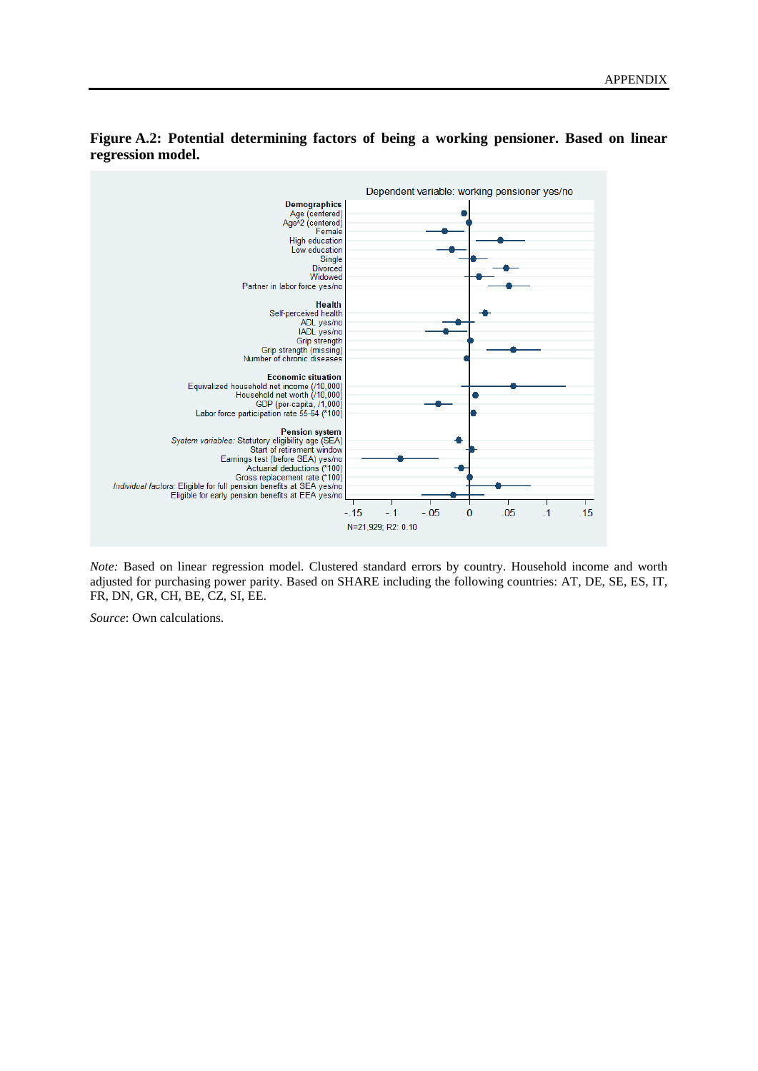**Figure A.2: Potential determining factors of being a working pensioner. Based on linear regression model.**

Dependent variable: working pensioner yes/no

**Demographics**
Age (centered)
Age^2 (centered)
Female
High education
Low education
Single
Divorced
Widowed
Partner in labor force yes/no

**Health**
Self-perceived health
ADL yes/no
IADL yes/no
Grip strength
Grip strength (missing)
Number of chronic diseases

**Economic situation**
Equivalized household net income (/10,000)
Household net worth (/10,000)
GDP (per-capita, /1,000)
Labor force participation rate 55-64 (*100)

**Pension system**
*System variables:* Statutory eligibility age (SEA)
Start of retirement window
Earnings test (before SEA) yes/no
Actuarial deductions (*100)
Gross replacement rate (*100)
*Individual factors:* Eligible for full pension benefits at SEA yes/no
Eligible for early pension benefits at EEA yes/no

-.15 -.1 -.05 0 .05 .1 .15

N=21,929; R2: 0.10

*Note:* Based on linear regression model. Clustered standard errors by country. Household income and worth adjusted for purchasing power parity. Based on SHARE including the following countries: AT, DE, SE, ES, IT, FR, DN, GR, CH, BE, CZ, SI, EE.

*Source*: Own calculations.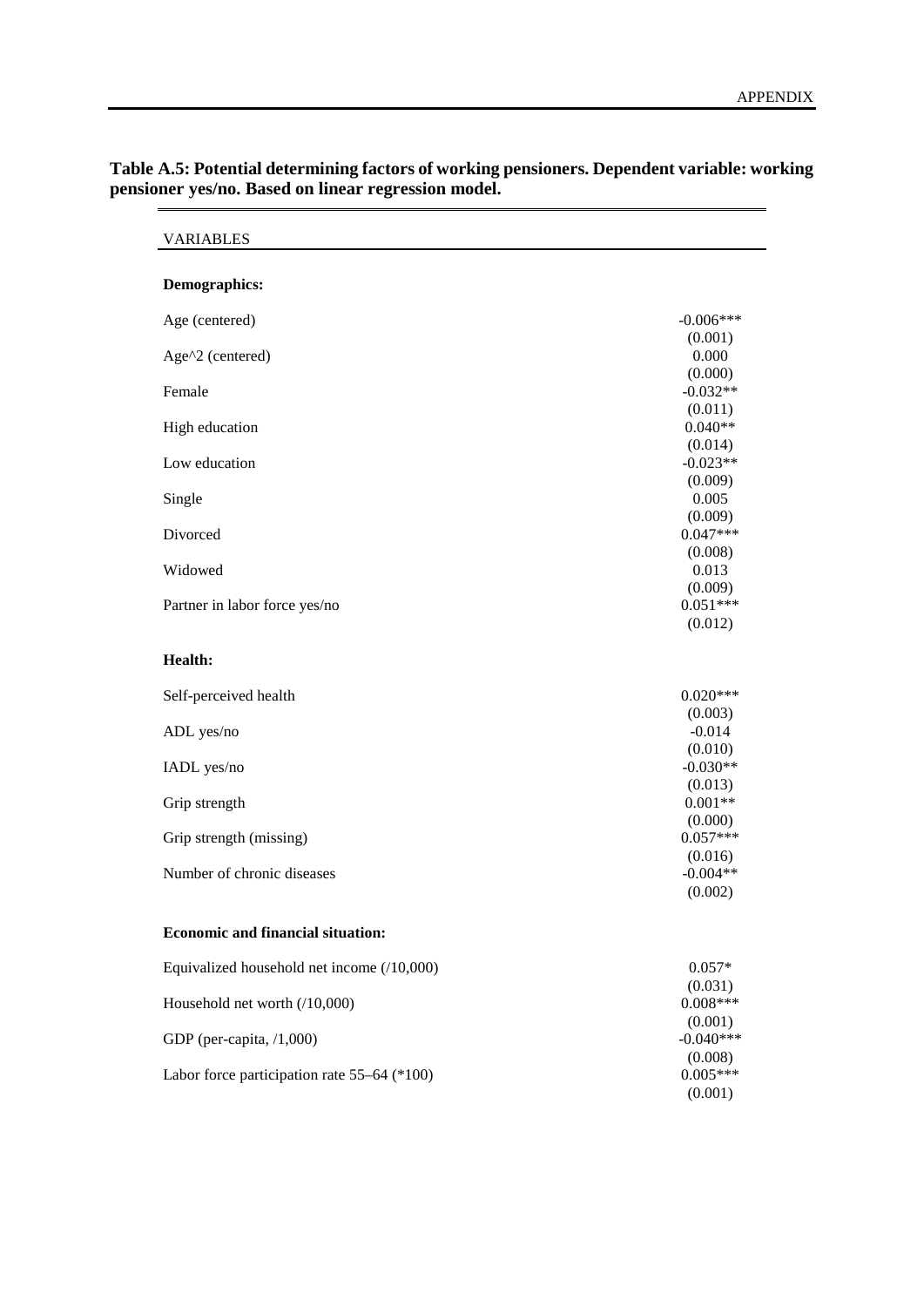**Table A.5: Potential determining factors of working pensioners. Dependent variable: working pensioner yes/no. Based on linear regression model.**

| VARIABLES | |
|---|---|
| **Demographics:** | |
| Age (centered) | -0.006*** |
| | (0.001) |
| Age^2 (centered) | 0.000 |
| | (0.000) |
| Female | -0.032** |
| | (0.011) |
| High education | 0.040** |
| | (0.014) |
| Low education | -0.023** |
| | (0.009) |
| Single | 0.005 |
| | (0.009) |
| Divorced | 0.047*** |
| | (0.008) |
| Widowed | 0.013 |
| | (0.009) |
| Partner in labor force yes/no | 0.051*** |
| | (0.012) |
| **Health:** | |
| Self-perceived health | 0.020*** |
| | (0.003) |
| ADL yes/no | -0.014 |
| | (0.010) |
| IADL yes/no | -0.030** |
| | (0.013) |
| Grip strength | 0.001** |
| | (0.000) |
| Grip strength (missing) | 0.057*** |
| | (0.016) |
| Number of chronic diseases | -0.004** |
| | (0.002) |
| **Economic and financial situation:** | |
| Equivalized household net income (/10,000) | 0.057* |
| | (0.031) |
| Household net worth (/10,000) | 0.008*** |
| | (0.001) |
| GDP (per-capita, /1,000) | -0.040*** |
| | (0.008) |
| Labor force participation rate 55–64 (*100) | 0.005*** |
| | (0.001) |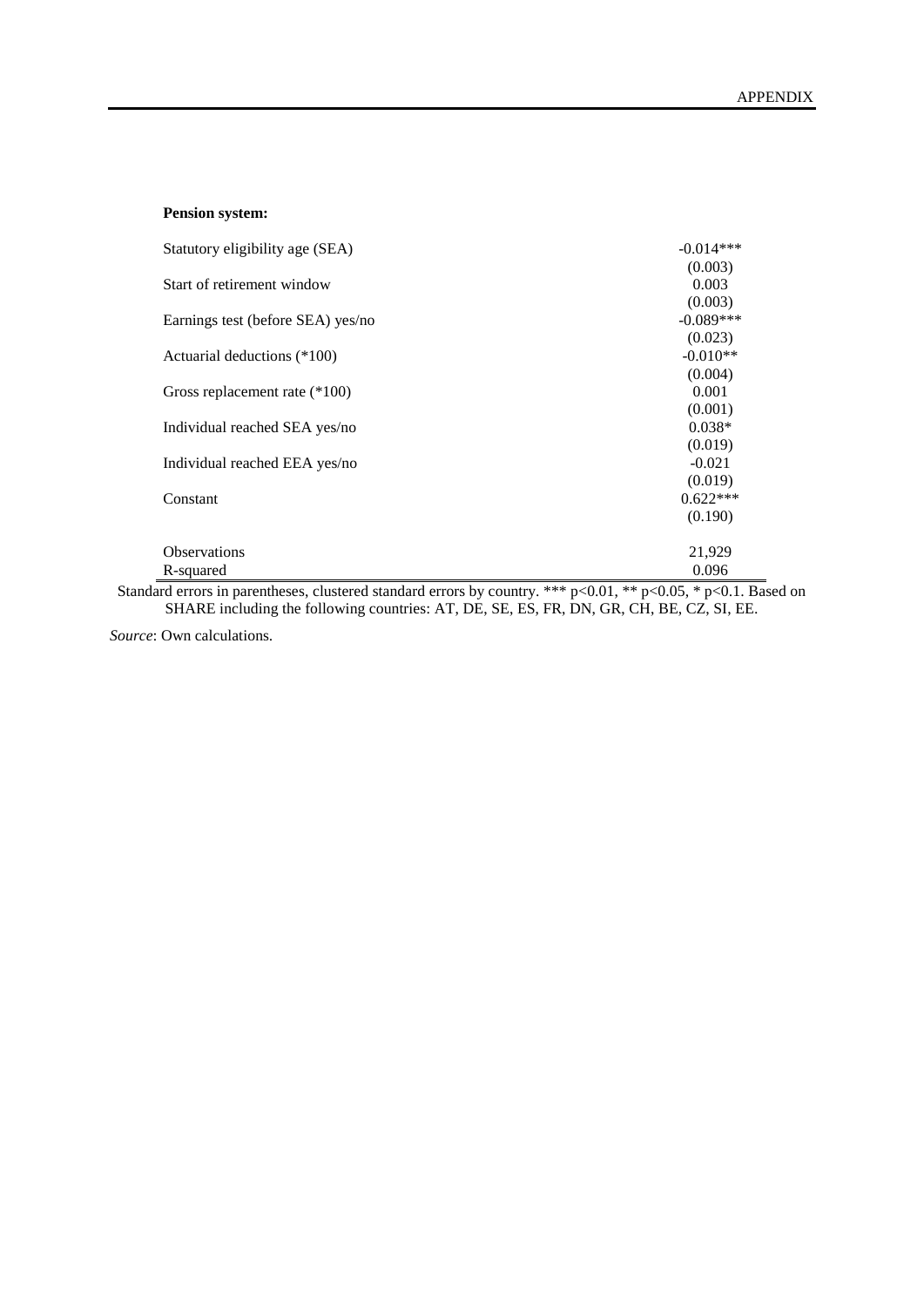**Pension system:**

| | |
|---|---|
| Statutory eligibility age (SEA) | -0.014*** |
| | (0.003) |
| Start of retirement window | 0.003 |
| | (0.003) |
| Earnings test (before SEA) yes/no | -0.089*** |
| | (0.023) |
| Actuarial deductions (*100) | -0.010** |
| | (0.004) |
| Gross replacement rate (*100) | 0.001 |
| | (0.001) |
| Individual reached SEA yes/no | 0.038* |
| | (0.019) |
| Individual reached EEA yes/no | -0.021 |
| | (0.019) |
| Constant | 0.622*** |
| | (0.190) |
| Observations | 21,929 |
| R-squared | 0.096 |

Standard errors in parentheses, clustered standard errors by country. *** $p<0.01$, ** $p<0.05$, * $p<0.1$. Based on SHARE including the following countries: AT, DE, SE, ES, FR, DN, GR, CH, BE, CZ, SI, EE.

*Source*: Own calculations.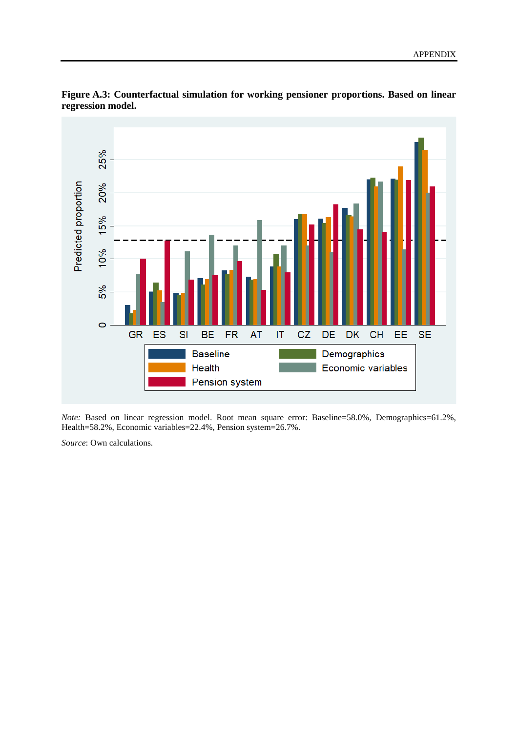**Figure A.3: Counterfactual simulation for working pensioner proportions. Based on linear regression model.**

Predicted proportion

0
5%
10%
15%
20%
25%

GR ES SI BE FR AT IT CZ DE DK CH EE SE

Baseline
Demographics
Health
Economic variables
Pension system

*Note:* Based on linear regression model. Root mean square error: Baseline=58.0%, Demographics=61.2%, Health=58.2%, Economic variables=22.4%, Pension system=26.7%.

*Source*: Own calculations.